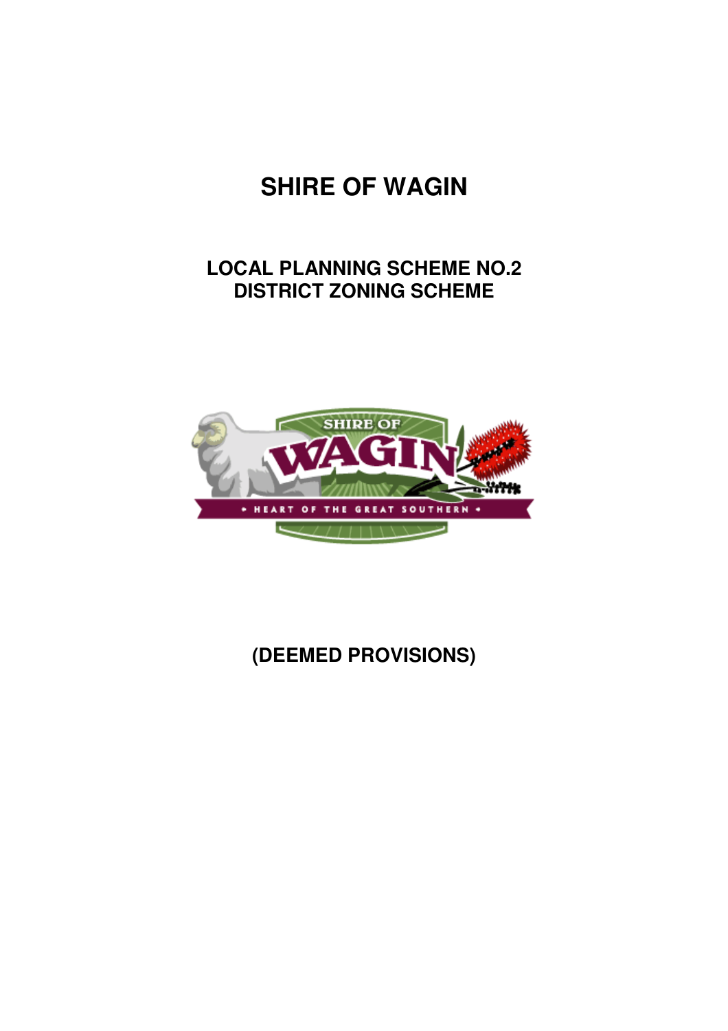# SHIRE OF WAGIN

## LOCAL PLANNING SCHEME NO.2
## DISTRICT ZONING SCHEME

## (DEEMED PROVISIONS)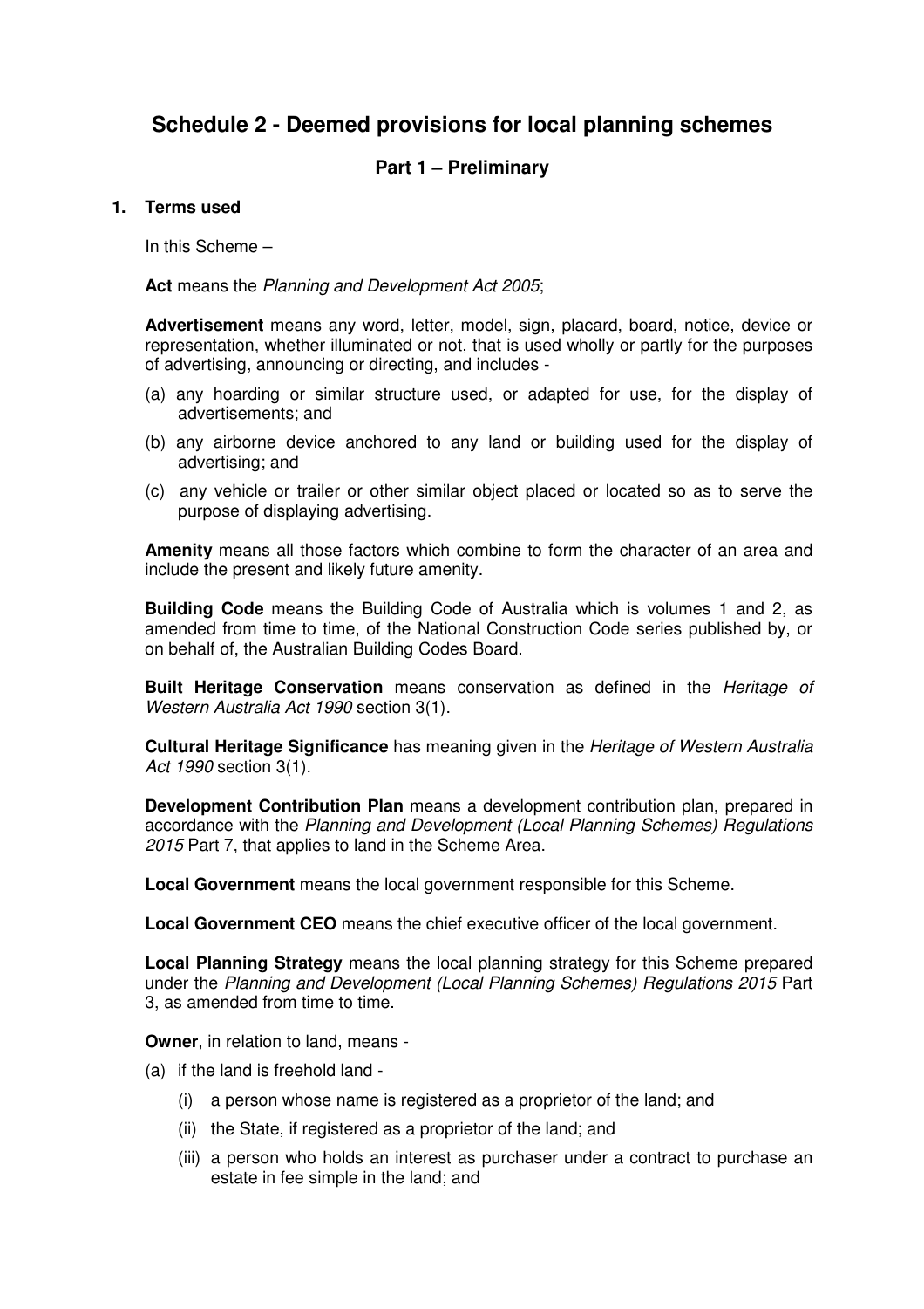# Schedule 2 - Deemed provisions for local planning schemes

## Part 1 – Preliminary

### 1. Terms used

In this Scheme –

**Act** means the *Planning and Development Act 2005*;

**Advertisement** means any word, letter, model, sign, placard, board, notice, device or representation, whether illuminated or not, that is used wholly or partly for the purposes of advertising, announcing or directing, and includes -

(a) any hoarding or similar structure used, or adapted for use, for the display of advertisements; and

(b) any airborne device anchored to any land or building used for the display of advertising; and

(c) any vehicle or trailer or other similar object placed or located so as to serve the purpose of displaying advertising.

**Amenity** means all those factors which combine to form the character of an area and include the present and likely future amenity.

**Building Code** means the Building Code of Australia which is volumes 1 and 2, as amended from time to time, of the National Construction Code series published by, or on behalf of, the Australian Building Codes Board.

**Built Heritage Conservation** means conservation as defined in the *Heritage of Western Australia Act 1990* section 3(1).

**Cultural Heritage Significance** has meaning given in the *Heritage of Western Australia Act 1990* section 3(1).

**Development Contribution Plan** means a development contribution plan, prepared in accordance with the *Planning and Development (Local Planning Schemes) Regulations 2015* Part 7, that applies to land in the Scheme Area.

**Local Government** means the local government responsible for this Scheme.

**Local Government CEO** means the chief executive officer of the local government.

**Local Planning Strategy** means the local planning strategy for this Scheme prepared under the *Planning and Development (Local Planning Schemes) Regulations 2015* Part 3, as amended from time to time.

**Owner**, in relation to land, means -

(a) if the land is freehold land -

(i) a person whose name is registered as a proprietor of the land; and

(ii) the State, if registered as a proprietor of the land; and

(iii) a person who holds an interest as purchaser under a contract to purchase an estate in fee simple in the land; and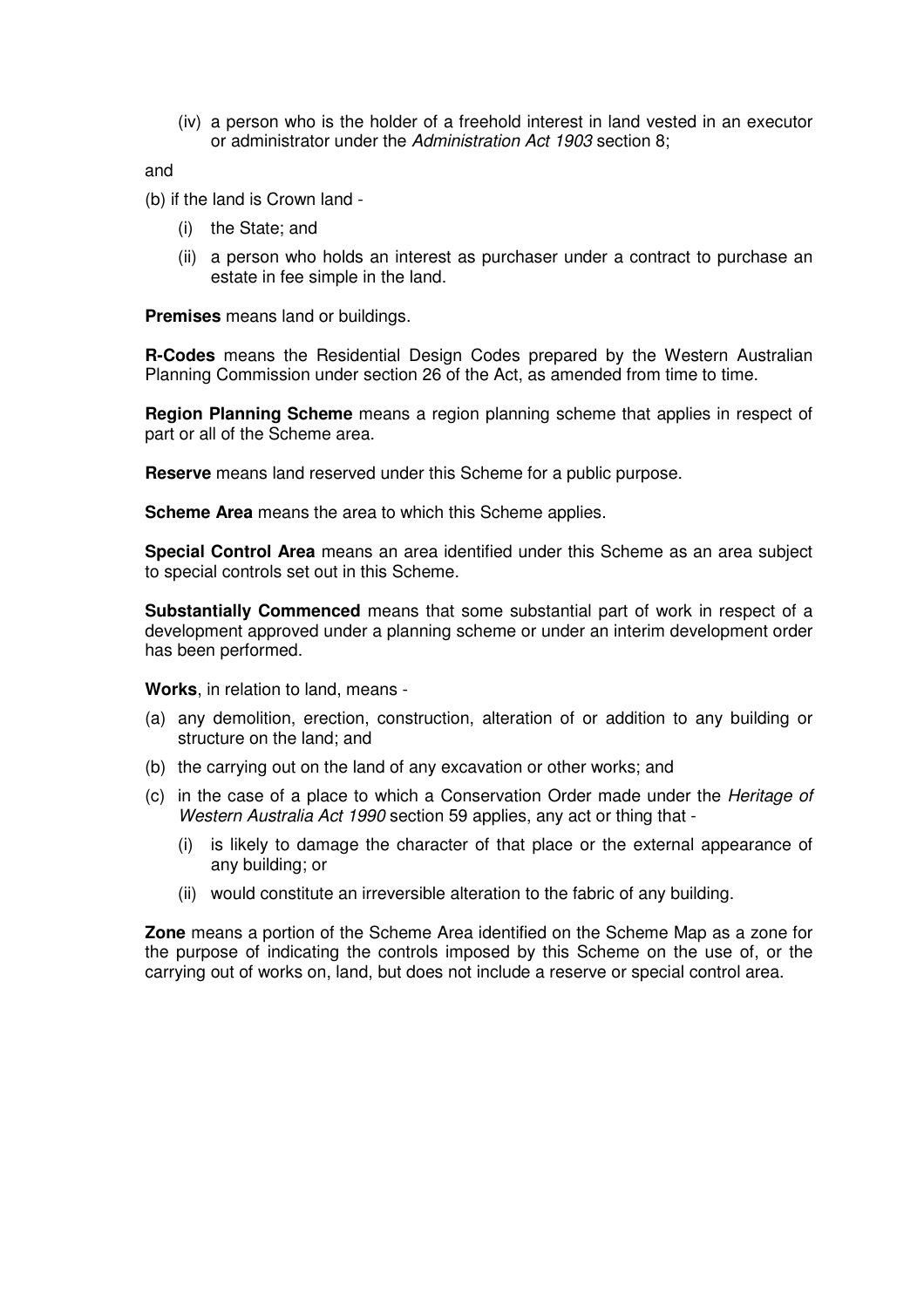(iv) a person who is the holder of a freehold interest in land vested in an executor or administrator under the *Administration Act 1903* section 8;

and

(b) if the land is Crown land -

(i) the State; and

(ii) a person who holds an interest as purchaser under a contract to purchase an estate in fee simple in the land.

**Premises** means land or buildings.

**R-Codes** means the Residential Design Codes prepared by the Western Australian Planning Commission under section 26 of the Act, as amended from time to time.

**Region Planning Scheme** means a region planning scheme that applies in respect of part or all of the Scheme area.

**Reserve** means land reserved under this Scheme for a public purpose.

**Scheme Area** means the area to which this Scheme applies.

**Special Control Area** means an area identified under this Scheme as an area subject to special controls set out in this Scheme.

**Substantially Commenced** means that some substantial part of work in respect of a development approved under a planning scheme or under an interim development order has been performed.

**Works**, in relation to land, means -

(a) any demolition, erection, construction, alteration of or addition to any building or structure on the land; and

(b) the carrying out on the land of any excavation or other works; and

(c) in the case of a place to which a Conservation Order made under the *Heritage of Western Australia Act 1990* section 59 applies, any act or thing that -

(i) is likely to damage the character of that place or the external appearance of any building; or

(ii) would constitute an irreversible alteration to the fabric of any building.

**Zone** means a portion of the Scheme Area identified on the Scheme Map as a zone for the purpose of indicating the controls imposed by this Scheme on the use of, or the carrying out of works on, land, but does not include a reserve or special control area.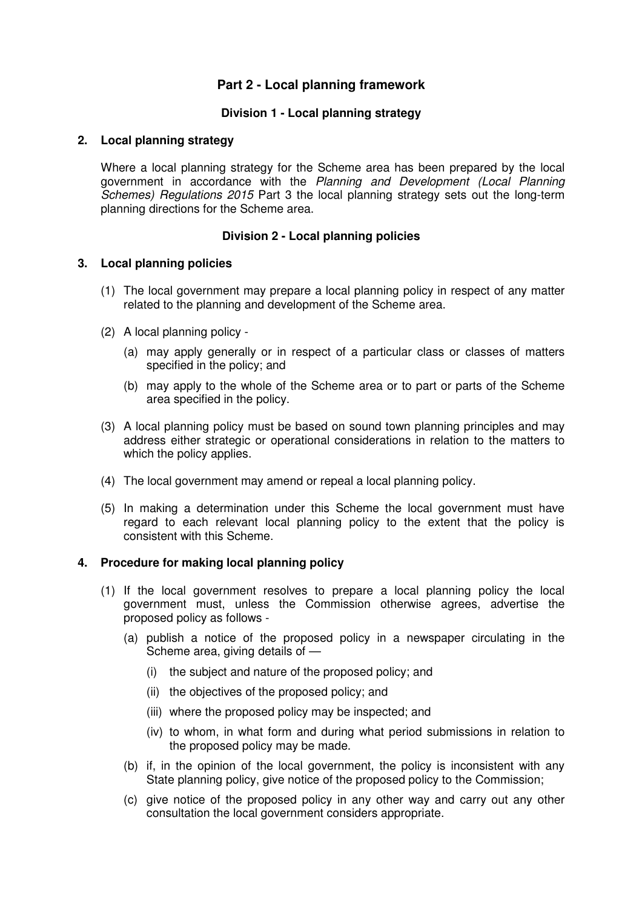## Part 2 - Local planning framework

### Division 1 - Local planning strategy

**2. Local planning strategy**

Where a local planning strategy for the Scheme area has been prepared by the local government in accordance with the *Planning and Development (Local Planning Schemes) Regulations 2015* Part 3 the local planning strategy sets out the long-term planning directions for the Scheme area.

### Division 2 - Local planning policies

**3. Local planning policies**

(1) The local government may prepare a local planning policy in respect of any matter related to the planning and development of the Scheme area.

(2) A local planning policy -

- (a) may apply generally or in respect of a particular class or classes of matters specified in the policy; and
- (b) may apply to the whole of the Scheme area or to part or parts of the Scheme area specified in the policy.

(3) A local planning policy must be based on sound town planning principles and may address either strategic or operational considerations in relation to the matters to which the policy applies.

(4) The local government may amend or repeal a local planning policy.

(5) In making a determination under this Scheme the local government must have regard to each relevant local planning policy to the extent that the policy is consistent with this Scheme.

**4. Procedure for making local planning policy**

(1) If the local government resolves to prepare a local planning policy the local government must, unless the Commission otherwise agrees, advertise the proposed policy as follows -

- (a) publish a notice of the proposed policy in a newspaper circulating in the Scheme area, giving details of —
  - (i) the subject and nature of the proposed policy; and
  - (ii) the objectives of the proposed policy; and
  - (iii) where the proposed policy may be inspected; and
  - (iv) to whom, in what form and during what period submissions in relation to the proposed policy may be made.
- (b) if, in the opinion of the local government, the policy is inconsistent with any State planning policy, give notice of the proposed policy to the Commission;
- (c) give notice of the proposed policy in any other way and carry out any other consultation the local government considers appropriate.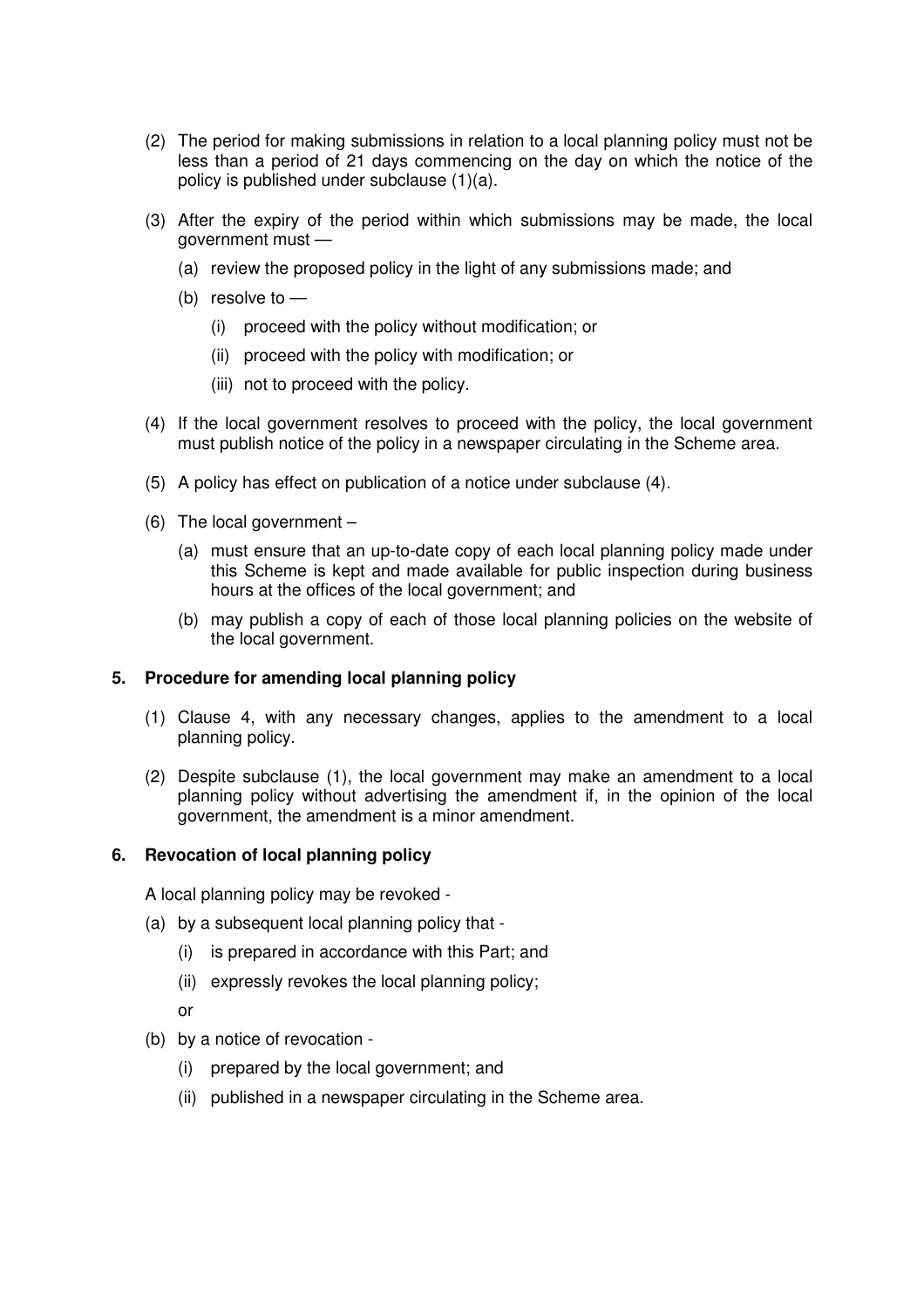(2) The period for making submissions in relation to a local planning policy must not be less than a period of 21 days commencing on the day on which the notice of the policy is published under subclause (1)(a).

(3) After the expiry of the period within which submissions may be made, the local government must —

  (a) review the proposed policy in the light of any submissions made; and

  (b) resolve to —

    (i) proceed with the policy without modification; or

    (ii) proceed with the policy with modification; or

    (iii) not to proceed with the policy.

(4) If the local government resolves to proceed with the policy, the local government must publish notice of the policy in a newspaper circulating in the Scheme area.

(5) A policy has effect on publication of a notice under subclause (4).

(6) The local government –

  (a) must ensure that an up-to-date copy of each local planning policy made under this Scheme is kept and made available for public inspection during business hours at the offices of the local government; and

  (b) may publish a copy of each of those local planning policies on the website of the local government.

### 5. Procedure for amending local planning policy

(1) Clause 4, with any necessary changes, applies to the amendment to a local planning policy.

(2) Despite subclause (1), the local government may make an amendment to a local planning policy without advertising the amendment if, in the opinion of the local government, the amendment is a minor amendment.

### 6. Revocation of local planning policy

A local planning policy may be revoked -

(a) by a subsequent local planning policy that -

  (i) is prepared in accordance with this Part; and

  (ii) expressly revokes the local planning policy;

  or

(b) by a notice of revocation -

  (i) prepared by the local government; and

  (ii) published in a newspaper circulating in the Scheme area.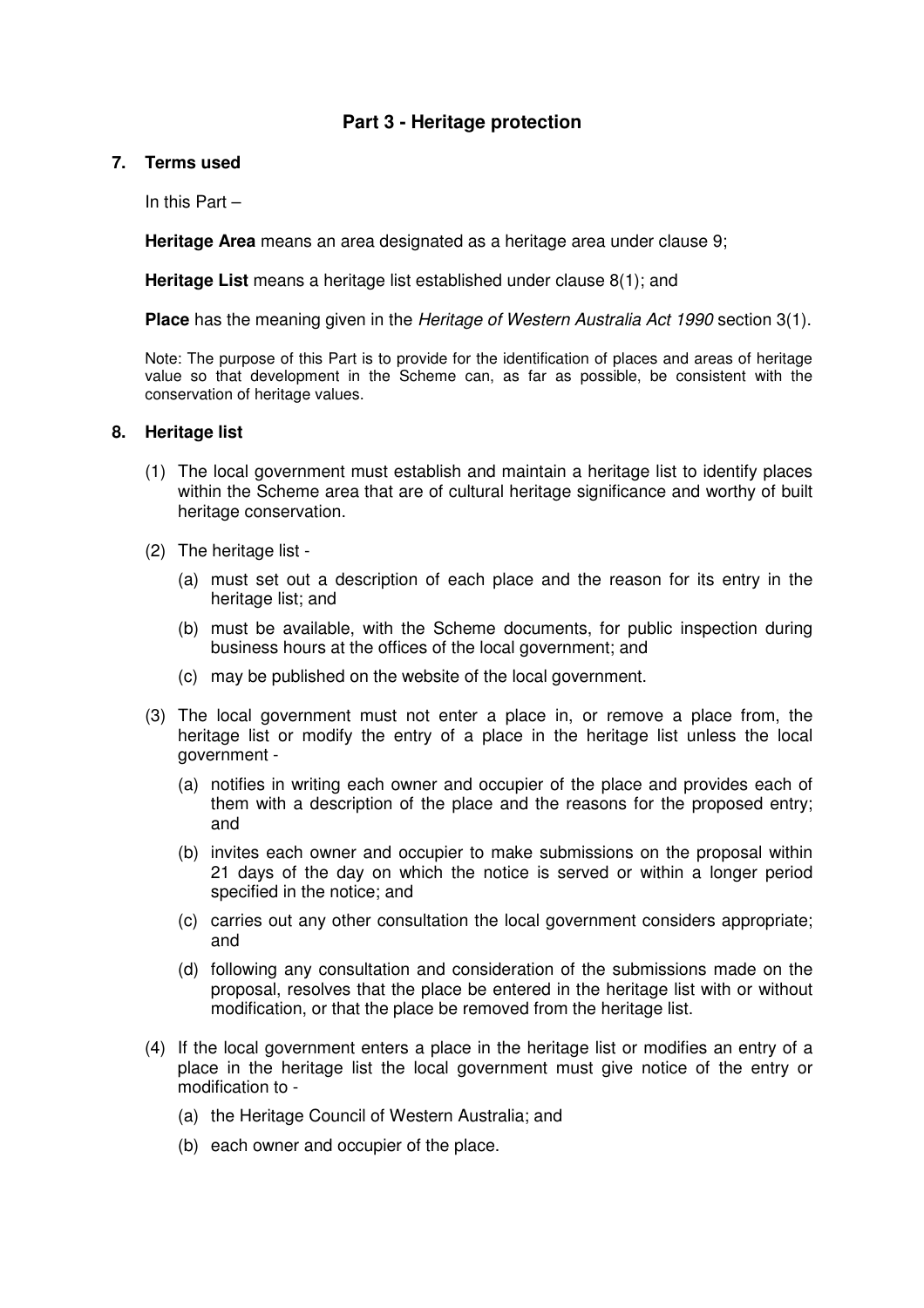## Part 3 - Heritage protection

### 7. Terms used

In this Part –

**Heritage Area** means an area designated as a heritage area under clause 9;

**Heritage List** means a heritage list established under clause 8(1); and

**Place** has the meaning given in the *Heritage of Western Australia Act 1990* section 3(1).

Note: The purpose of this Part is to provide for the identification of places and areas of heritage value so that development in the Scheme can, as far as possible, be consistent with the conservation of heritage values.

### 8. Heritage list

(1) The local government must establish and maintain a heritage list to identify places within the Scheme area that are of cultural heritage significance and worthy of built heritage conservation.

(2) The heritage list -

(a) must set out a description of each place and the reason for its entry in the heritage list; and

(b) must be available, with the Scheme documents, for public inspection during business hours at the offices of the local government; and

(c) may be published on the website of the local government.

(3) The local government must not enter a place in, or remove a place from, the heritage list or modify the entry of a place in the heritage list unless the local government -

(a) notifies in writing each owner and occupier of the place and provides each of them with a description of the place and the reasons for the proposed entry; and

(b) invites each owner and occupier to make submissions on the proposal within 21 days of the day on which the notice is served or within a longer period specified in the notice; and

(c) carries out any other consultation the local government considers appropriate; and

(d) following any consultation and consideration of the submissions made on the proposal, resolves that the place be entered in the heritage list with or without modification, or that the place be removed from the heritage list.

(4) If the local government enters a place in the heritage list or modifies an entry of a place in the heritage list the local government must give notice of the entry or modification to -

(a) the Heritage Council of Western Australia; and

(b) each owner and occupier of the place.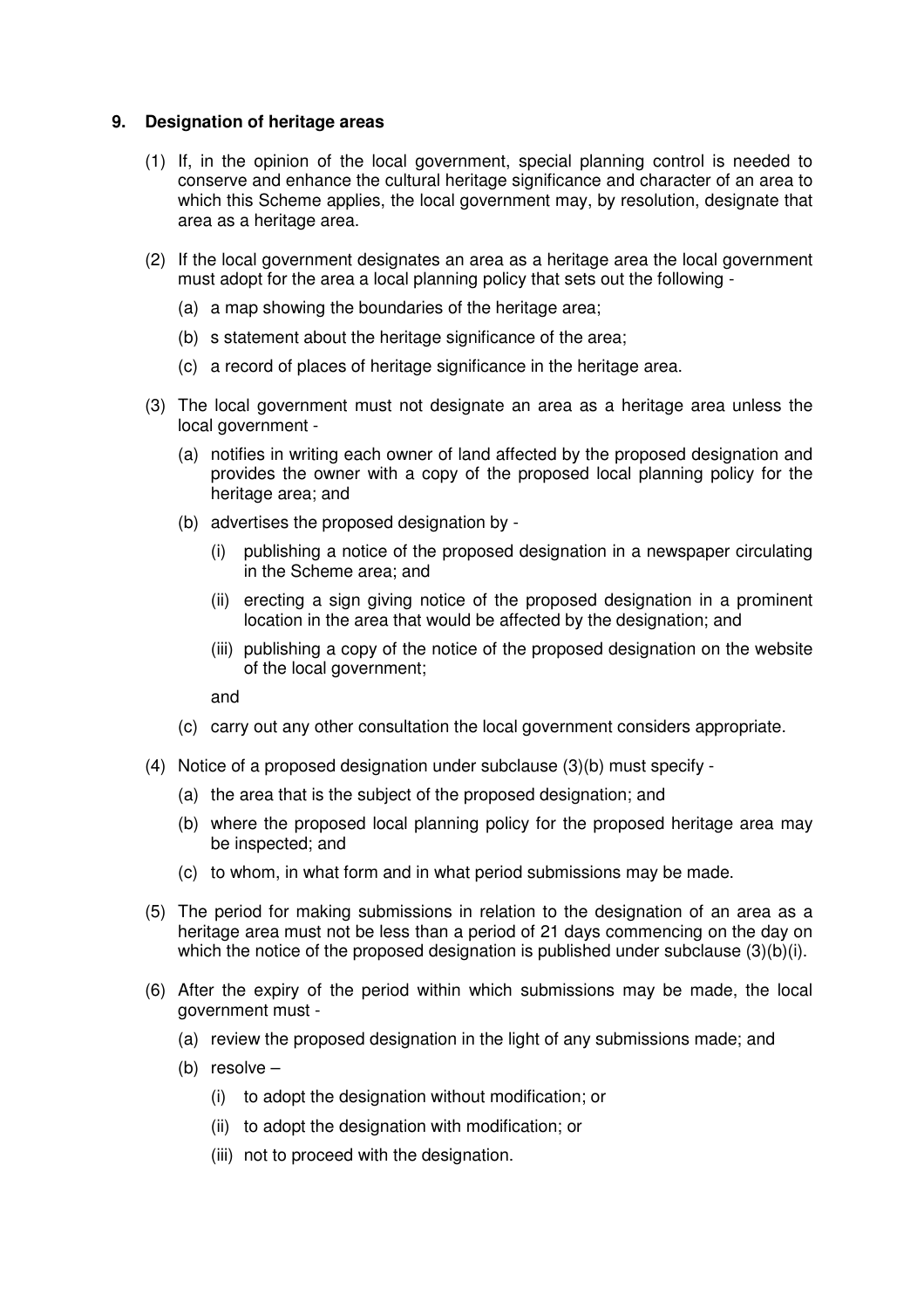### 9. Designation of heritage areas

(1) If, in the opinion of the local government, special planning control is needed to conserve and enhance the cultural heritage significance and character of an area to which this Scheme applies, the local government may, by resolution, designate that area as a heritage area.

(2) If the local government designates an area as a heritage area the local government must adopt for the area a local planning policy that sets out the following -

  (a) a map showing the boundaries of the heritage area;

  (b) s statement about the heritage significance of the area;

  (c) a record of places of heritage significance in the heritage area.

(3) The local government must not designate an area as a heritage area unless the local government -

  (a) notifies in writing each owner of land affected by the proposed designation and provides the owner with a copy of the proposed local planning policy for the heritage area; and

  (b) advertises the proposed designation by -

    (i) publishing a notice of the proposed designation in a newspaper circulating in the Scheme area; and

    (ii) erecting a sign giving notice of the proposed designation in a prominent location in the area that would be affected by the designation; and

    (iii) publishing a copy of the notice of the proposed designation on the website of the local government;

  and

  (c) carry out any other consultation the local government considers appropriate.

(4) Notice of a proposed designation under subclause (3)(b) must specify -

  (a) the area that is the subject of the proposed designation; and

  (b) where the proposed local planning policy for the proposed heritage area may be inspected; and

  (c) to whom, in what form and in what period submissions may be made.

(5) The period for making submissions in relation to the designation of an area as a heritage area must not be less than a period of 21 days commencing on the day on which the notice of the proposed designation is published under subclause (3)(b)(i).

(6) After the expiry of the period within which submissions may be made, the local government must -

  (a) review the proposed designation in the light of any submissions made; and

  (b) resolve –

    (i) to adopt the designation without modification; or

    (ii) to adopt the designation with modification; or

    (iii) not to proceed with the designation.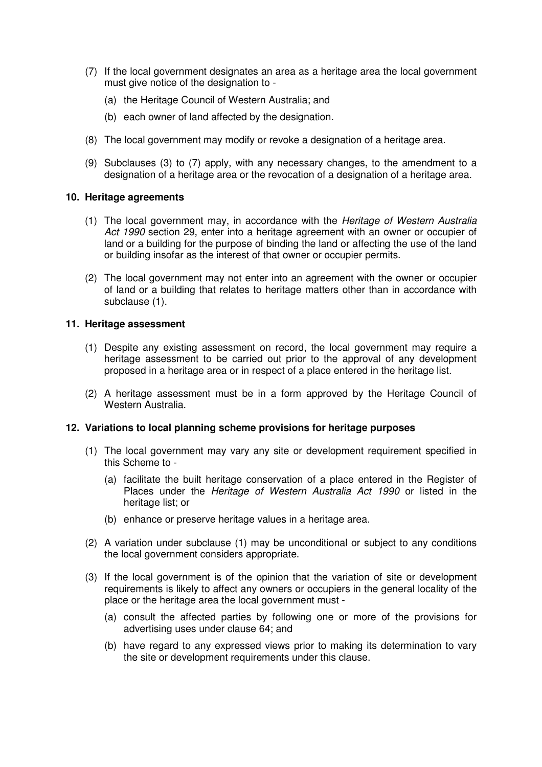(7) If the local government designates an area as a heritage area the local government must give notice of the designation to -

   (a) the Heritage Council of Western Australia; and

   (b) each owner of land affected by the designation.

(8) The local government may modify or revoke a designation of a heritage area.

(9) Subclauses (3) to (7) apply, with any necessary changes, to the amendment to a designation of a heritage area or the revocation of a designation of a heritage area.

### 10. Heritage agreements

(1) The local government may, in accordance with the *Heritage of Western Australia Act 1990* section 29, enter into a heritage agreement with an owner or occupier of land or a building for the purpose of binding the land or affecting the use of the land or building insofar as the interest of that owner or occupier permits.

(2) The local government may not enter into an agreement with the owner or occupier of land or a building that relates to heritage matters other than in accordance with subclause (1).

### 11. Heritage assessment

(1) Despite any existing assessment on record, the local government may require a heritage assessment to be carried out prior to the approval of any development proposed in a heritage area or in respect of a place entered in the heritage list.

(2) A heritage assessment must be in a form approved by the Heritage Council of Western Australia.

### 12. Variations to local planning scheme provisions for heritage purposes

(1) The local government may vary any site or development requirement specified in this Scheme to -

   (a) facilitate the built heritage conservation of a place entered in the Register of Places under the *Heritage of Western Australia Act 1990* or listed in the heritage list; or

   (b) enhance or preserve heritage values in a heritage area.

(2) A variation under subclause (1) may be unconditional or subject to any conditions the local government considers appropriate.

(3) If the local government is of the opinion that the variation of site or development requirements is likely to affect any owners or occupiers in the general locality of the place or the heritage area the local government must -

   (a) consult the affected parties by following one or more of the provisions for advertising uses under clause 64; and

   (b) have regard to any expressed views prior to making its determination to vary the site or development requirements under this clause.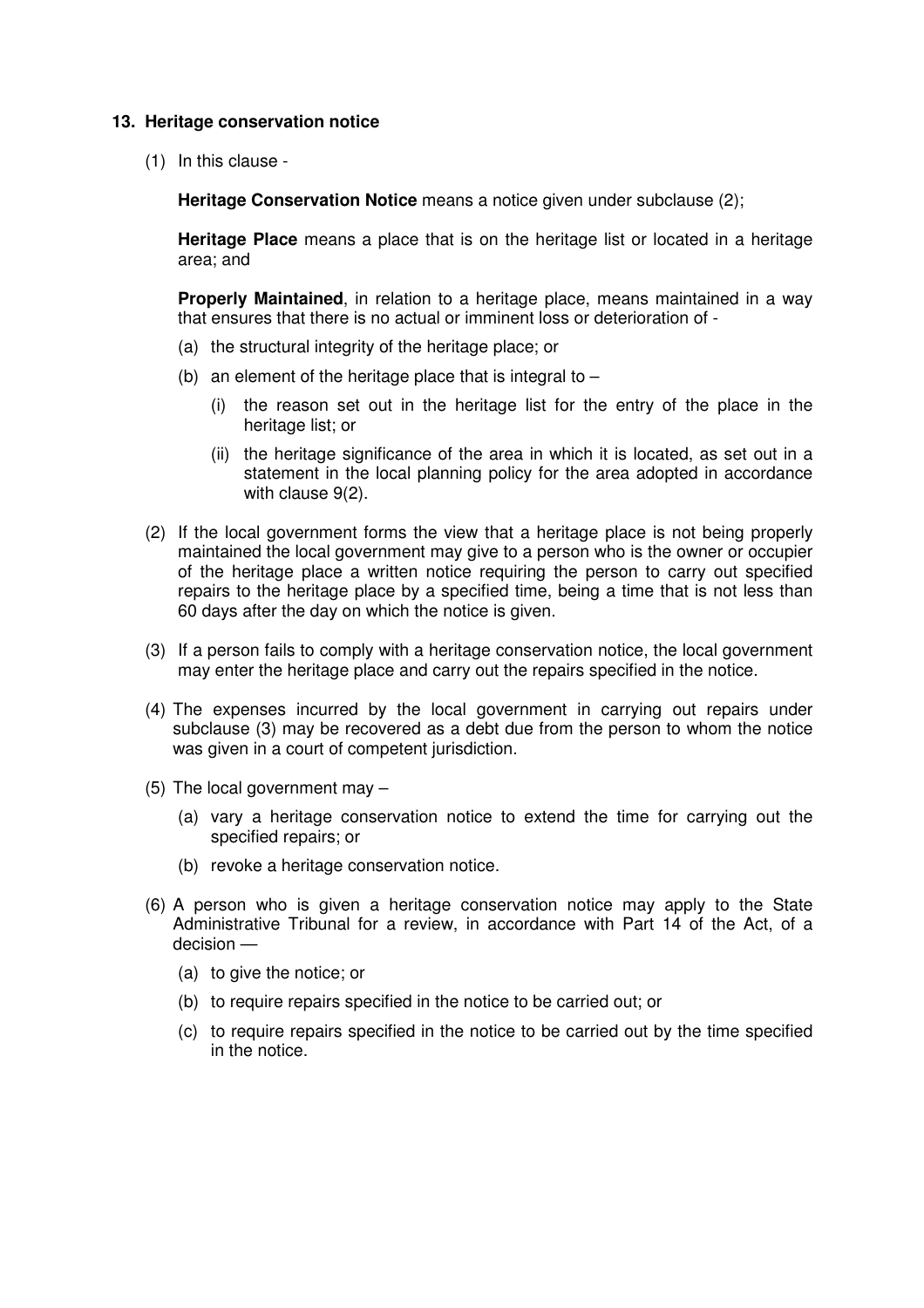**13. Heritage conservation notice**

(1) In this clause -

**Heritage Conservation Notice** means a notice given under subclause (2);

**Heritage Place** means a place that is on the heritage list or located in a heritage area; and

**Properly Maintained**, in relation to a heritage place, means maintained in a way that ensures that there is no actual or imminent loss or deterioration of -

- (a) the structural integrity of the heritage place; or
- (b) an element of the heritage place that is integral to –
  - (i) the reason set out in the heritage list for the entry of the place in the heritage list; or
  - (ii) the heritage significance of the area in which it is located, as set out in a statement in the local planning policy for the area adopted in accordance with clause 9(2).

(2) If the local government forms the view that a heritage place is not being properly maintained the local government may give to a person who is the owner or occupier of the heritage place a written notice requiring the person to carry out specified repairs to the heritage place by a specified time, being a time that is not less than 60 days after the day on which the notice is given.

(3) If a person fails to comply with a heritage conservation notice, the local government may enter the heritage place and carry out the repairs specified in the notice.

(4) The expenses incurred by the local government in carrying out repairs under subclause (3) may be recovered as a debt due from the person to whom the notice was given in a court of competent jurisdiction.

(5) The local government may –

- (a) vary a heritage conservation notice to extend the time for carrying out the specified repairs; or
- (b) revoke a heritage conservation notice.

(6) A person who is given a heritage conservation notice may apply to the State Administrative Tribunal for a review, in accordance with Part 14 of the Act, of a decision —

- (a) to give the notice; or
- (b) to require repairs specified in the notice to be carried out; or
- (c) to require repairs specified in the notice to be carried out by the time specified in the notice.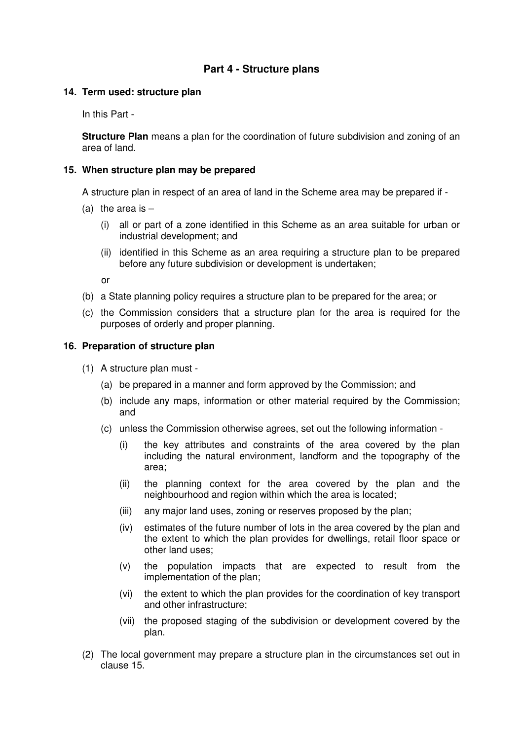## Part 4 - Structure plans

### 14. Term used: structure plan

In this Part -

**Structure Plan** means a plan for the coordination of future subdivision and zoning of an area of land.

### 15. When structure plan may be prepared

A structure plan in respect of an area of land in the Scheme area may be prepared if -

(a) the area is –

  (i) all or part of a zone identified in this Scheme as an area suitable for urban or industrial development; and

  (ii) identified in this Scheme as an area requiring a structure plan to be prepared before any future subdivision or development is undertaken;

  or

(b) a State planning policy requires a structure plan to be prepared for the area; or

(c) the Commission considers that a structure plan for the area is required for the purposes of orderly and proper planning.

### 16. Preparation of structure plan

(1) A structure plan must -

  (a) be prepared in a manner and form approved by the Commission; and

  (b) include any maps, information or other material required by the Commission; and

  (c) unless the Commission otherwise agrees, set out the following information -

    (i) the key attributes and constraints of the area covered by the plan including the natural environment, landform and the topography of the area;

    (ii) the planning context for the area covered by the plan and the neighbourhood and region within which the area is located;

    (iii) any major land uses, zoning or reserves proposed by the plan;

    (iv) estimates of the future number of lots in the area covered by the plan and the extent to which the plan provides for dwellings, retail floor space or other land uses;

    (v) the population impacts that are expected to result from the implementation of the plan;

    (vi) the extent to which the plan provides for the coordination of key transport and other infrastructure;

    (vii) the proposed staging of the subdivision or development covered by the plan.

(2) The local government may prepare a structure plan in the circumstances set out in clause 15.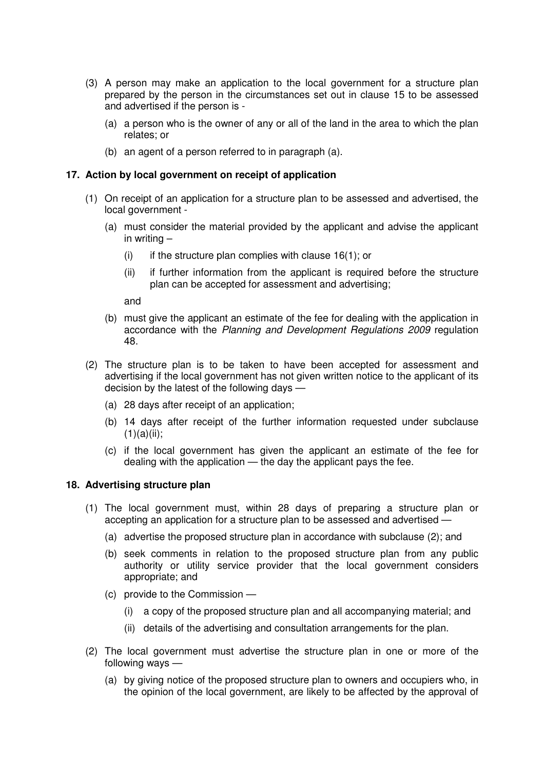(3) A person may make an application to the local government for a structure plan prepared by the person in the circumstances set out in clause 15 to be assessed and advertised if the person is -

(a) a person who is the owner of any or all of the land in the area to which the plan relates; or

(b) an agent of a person referred to in paragraph (a).

**17. Action by local government on receipt of application**

(1) On receipt of an application for a structure plan to be assessed and advertised, the local government -

(a) must consider the material provided by the applicant and advise the applicant in writing –

(i) if the structure plan complies with clause 16(1); or

(ii) if further information from the applicant is required before the structure plan can be accepted for assessment and advertising;

and

(b) must give the applicant an estimate of the fee for dealing with the application in accordance with the *Planning and Development Regulations 2009* regulation 48.

(2) The structure plan is to be taken to have been accepted for assessment and advertising if the local government has not given written notice to the applicant of its decision by the latest of the following days —

(a) 28 days after receipt of an application;

(b) 14 days after receipt of the further information requested under subclause (1)(a)(ii);

(c) if the local government has given the applicant an estimate of the fee for dealing with the application — the day the applicant pays the fee.

**18. Advertising structure plan**

(1) The local government must, within 28 days of preparing a structure plan or accepting an application for a structure plan to be assessed and advertised —

(a) advertise the proposed structure plan in accordance with subclause (2); and

(b) seek comments in relation to the proposed structure plan from any public authority or utility service provider that the local government considers appropriate; and

(c) provide to the Commission —

(i) a copy of the proposed structure plan and all accompanying material; and

(ii) details of the advertising and consultation arrangements for the plan.

(2) The local government must advertise the structure plan in one or more of the following ways —

(a) by giving notice of the proposed structure plan to owners and occupiers who, in the opinion of the local government, are likely to be affected by the approval of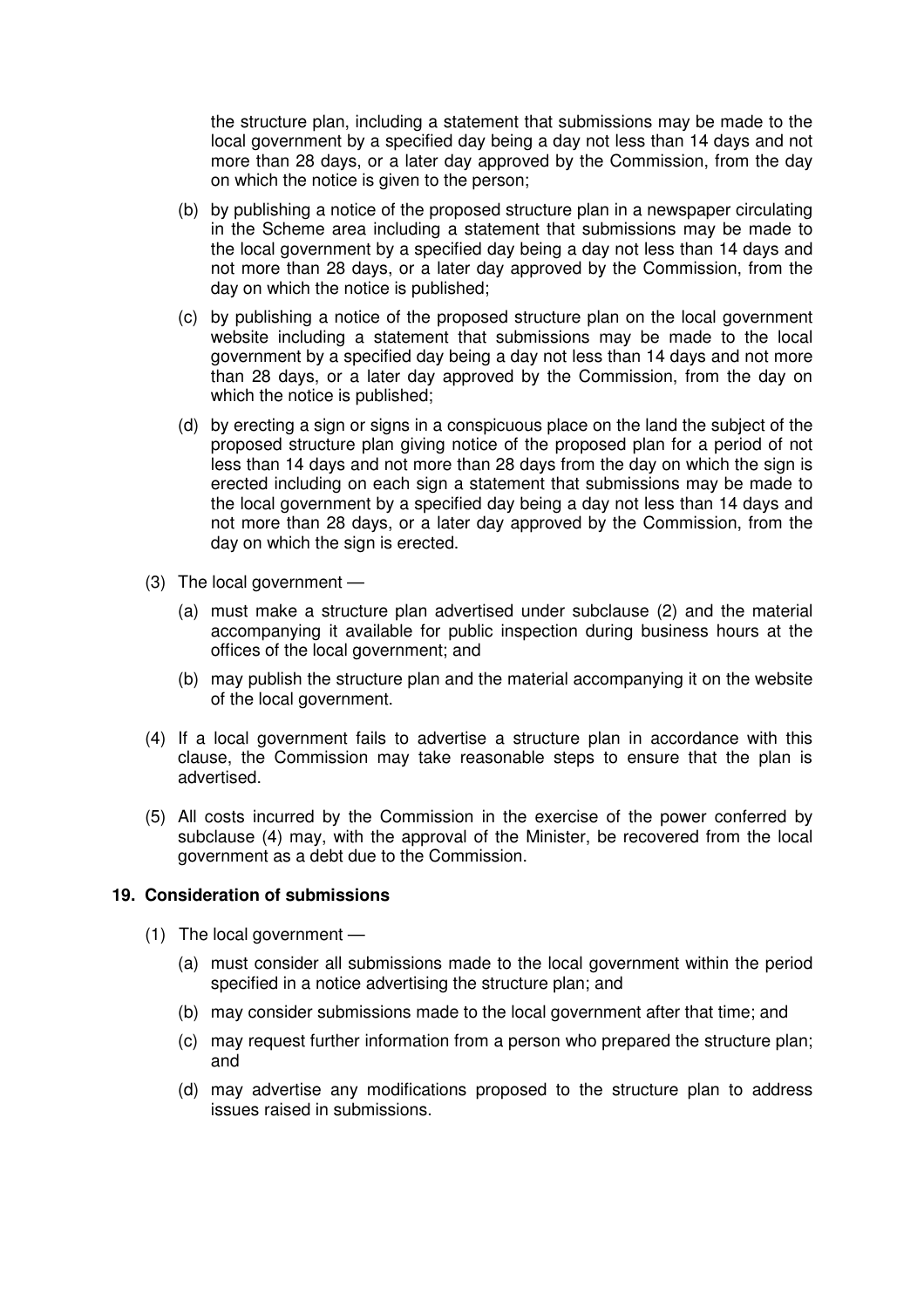the structure plan, including a statement that submissions may be made to the local government by a specified day being a day not less than 14 days and not more than 28 days, or a later day approved by the Commission, from the day on which the notice is given to the person;

(b) by publishing a notice of the proposed structure plan in a newspaper circulating in the Scheme area including a statement that submissions may be made to the local government by a specified day being a day not less than 14 days and not more than 28 days, or a later day approved by the Commission, from the day on which the notice is published;

(c) by publishing a notice of the proposed structure plan on the local government website including a statement that submissions may be made to the local government by a specified day being a day not less than 14 days and not more than 28 days, or a later day approved by the Commission, from the day on which the notice is published;

(d) by erecting a sign or signs in a conspicuous place on the land the subject of the proposed structure plan giving notice of the proposed plan for a period of not less than 14 days and not more than 28 days from the day on which the sign is erected including on each sign a statement that submissions may be made to the local government by a specified day being a day not less than 14 days and not more than 28 days, or a later day approved by the Commission, from the day on which the sign is erected.

(3) The local government —

(a) must make a structure plan advertised under subclause (2) and the material accompanying it available for public inspection during business hours at the offices of the local government; and

(b) may publish the structure plan and the material accompanying it on the website of the local government.

(4) If a local government fails to advertise a structure plan in accordance with this clause, the Commission may take reasonable steps to ensure that the plan is advertised.

(5) All costs incurred by the Commission in the exercise of the power conferred by subclause (4) may, with the approval of the Minister, be recovered from the local government as a debt due to the Commission.

**19. Consideration of submissions**

(1) The local government —

(a) must consider all submissions made to the local government within the period specified in a notice advertising the structure plan; and

(b) may consider submissions made to the local government after that time; and

(c) may request further information from a person who prepared the structure plan; and

(d) may advertise any modifications proposed to the structure plan to address issues raised in submissions.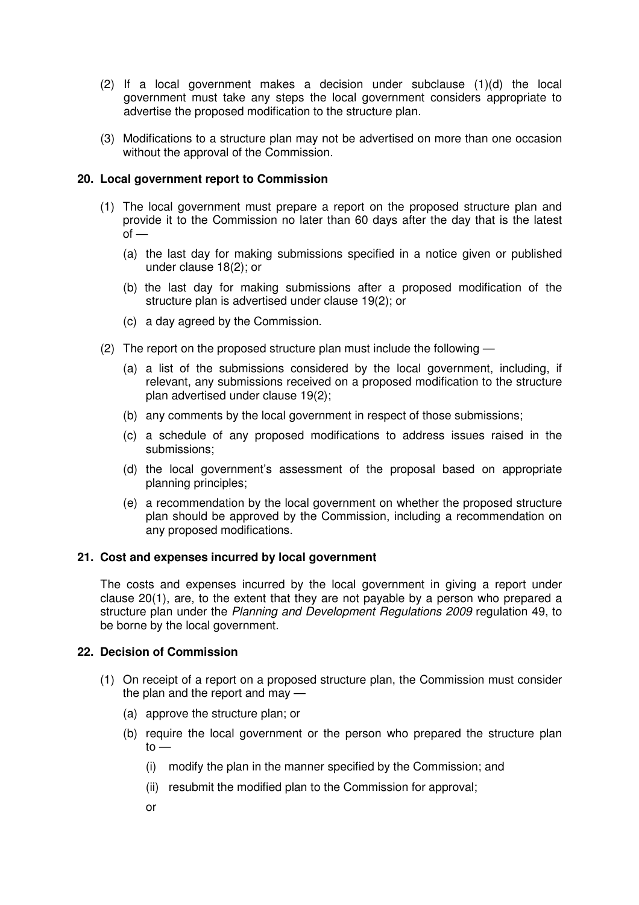(2) If a local government makes a decision under subclause (1)(d) the local government must take any steps the local government considers appropriate to advertise the proposed modification to the structure plan.

(3) Modifications to a structure plan may not be advertised on more than one occasion without the approval of the Commission.

**20. Local government report to Commission**

(1) The local government must prepare a report on the proposed structure plan and provide it to the Commission no later than 60 days after the day that is the latest of —

(a) the last day for making submissions specified in a notice given or published under clause 18(2); or

(b) the last day for making submissions after a proposed modification of the structure plan is advertised under clause 19(2); or

(c) a day agreed by the Commission.

(2) The report on the proposed structure plan must include the following —

(a) a list of the submissions considered by the local government, including, if relevant, any submissions received on a proposed modification to the structure plan advertised under clause 19(2);

(b) any comments by the local government in respect of those submissions;

(c) a schedule of any proposed modifications to address issues raised in the submissions;

(d) the local government's assessment of the proposal based on appropriate planning principles;

(e) a recommendation by the local government on whether the proposed structure plan should be approved by the Commission, including a recommendation on any proposed modifications.

**21. Cost and expenses incurred by local government**

The costs and expenses incurred by the local government in giving a report under clause 20(1), are, to the extent that they are not payable by a person who prepared a structure plan under the *Planning and Development Regulations 2009* regulation 49, to be borne by the local government.

**22. Decision of Commission**

(1) On receipt of a report on a proposed structure plan, the Commission must consider the plan and the report and may —

(a) approve the structure plan; or

(b) require the local government or the person who prepared the structure plan to —

(i) modify the plan in the manner specified by the Commission; and

(ii) resubmit the modified plan to the Commission for approval;

or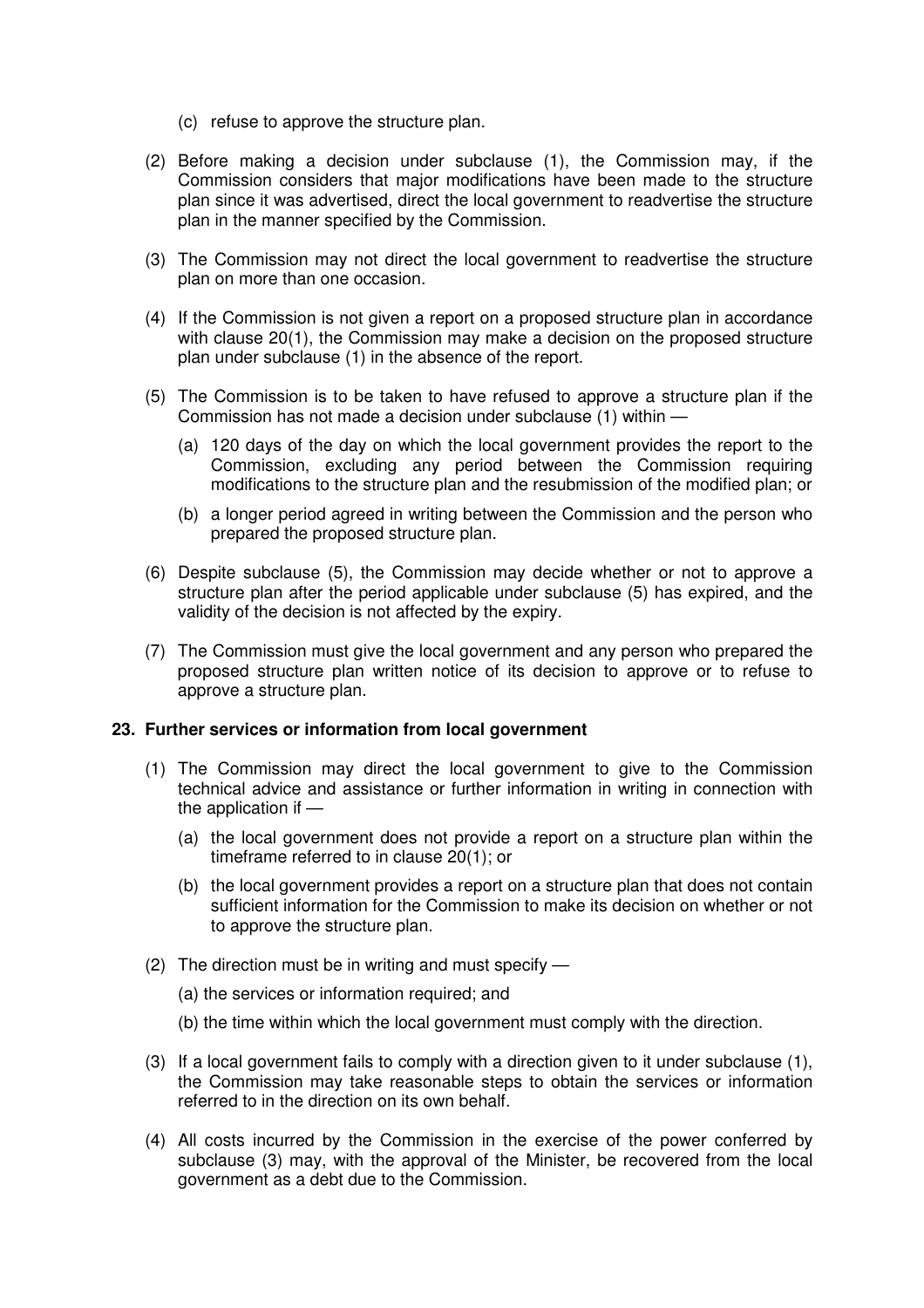(c) refuse to approve the structure plan.

(2) Before making a decision under subclause (1), the Commission may, if the Commission considers that major modifications have been made to the structure plan since it was advertised, direct the local government to readvertise the structure plan in the manner specified by the Commission.

(3) The Commission may not direct the local government to readvertise the structure plan on more than one occasion.

(4) If the Commission is not given a report on a proposed structure plan in accordance with clause 20(1), the Commission may make a decision on the proposed structure plan under subclause (1) in the absence of the report.

(5) The Commission is to be taken to have refused to approve a structure plan if the Commission has not made a decision under subclause (1) within —

(a) 120 days of the day on which the local government provides the report to the Commission, excluding any period between the Commission requiring modifications to the structure plan and the resubmission of the modified plan; or

(b) a longer period agreed in writing between the Commission and the person who prepared the proposed structure plan.

(6) Despite subclause (5), the Commission may decide whether or not to approve a structure plan after the period applicable under subclause (5) has expired, and the validity of the decision is not affected by the expiry.

(7) The Commission must give the local government and any person who prepared the proposed structure plan written notice of its decision to approve or to refuse to approve a structure plan.

**23. Further services or information from local government**

(1) The Commission may direct the local government to give to the Commission technical advice and assistance or further information in writing in connection with the application if —

(a) the local government does not provide a report on a structure plan within the timeframe referred to in clause 20(1); or

(b) the local government provides a report on a structure plan that does not contain sufficient information for the Commission to make its decision on whether or not to approve the structure plan.

(2) The direction must be in writing and must specify —

(a) the services or information required; and

(b) the time within which the local government must comply with the direction.

(3) If a local government fails to comply with a direction given to it under subclause (1), the Commission may take reasonable steps to obtain the services or information referred to in the direction on its own behalf.

(4) All costs incurred by the Commission in the exercise of the power conferred by subclause (3) may, with the approval of the Minister, be recovered from the local government as a debt due to the Commission.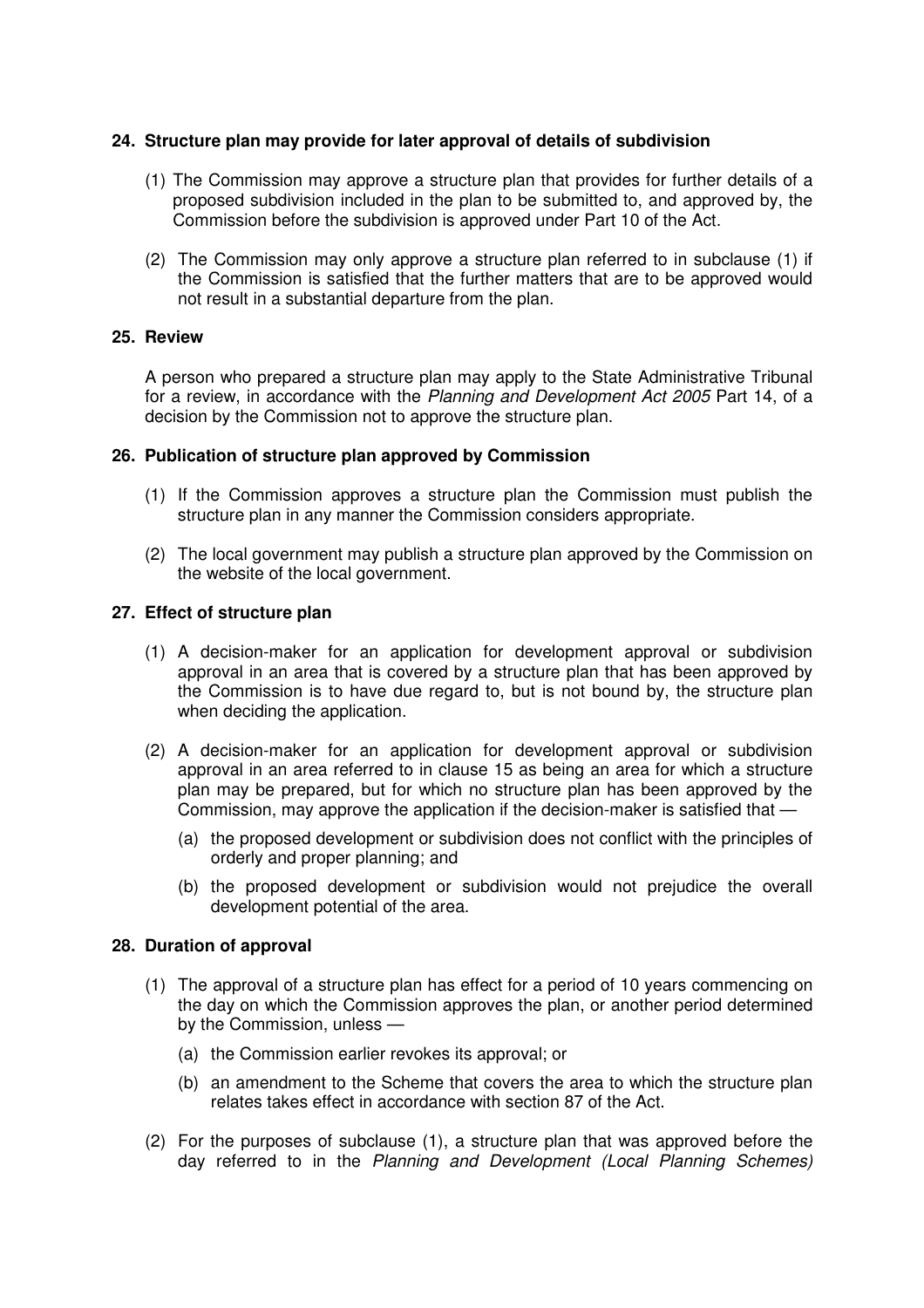**24. Structure plan may provide for later approval of details of subdivision**

(1) The Commission may approve a structure plan that provides for further details of a proposed subdivision included in the plan to be submitted to, and approved by, the Commission before the subdivision is approved under Part 10 of the Act.

(2) The Commission may only approve a structure plan referred to in subclause (1) if the Commission is satisfied that the further matters that are to be approved would not result in a substantial departure from the plan.

**25. Review**

A person who prepared a structure plan may apply to the State Administrative Tribunal for a review, in accordance with the *Planning and Development Act 2005* Part 14, of a decision by the Commission not to approve the structure plan.

**26. Publication of structure plan approved by Commission**

(1) If the Commission approves a structure plan the Commission must publish the structure plan in any manner the Commission considers appropriate.

(2) The local government may publish a structure plan approved by the Commission on the website of the local government.

**27. Effect of structure plan**

(1) A decision-maker for an application for development approval or subdivision approval in an area that is covered by a structure plan that has been approved by the Commission is to have due regard to, but is not bound by, the structure plan when deciding the application.

(2) A decision-maker for an application for development approval or subdivision approval in an area referred to in clause 15 as being an area for which a structure plan may be prepared, but for which no structure plan has been approved by the Commission, may approve the application if the decision-maker is satisfied that —

(a) the proposed development or subdivision does not conflict with the principles of orderly and proper planning; and

(b) the proposed development or subdivision would not prejudice the overall development potential of the area.

**28. Duration of approval**

(1) The approval of a structure plan has effect for a period of 10 years commencing on the day on which the Commission approves the plan, or another period determined by the Commission, unless —

(a) the Commission earlier revokes its approval; or

(b) an amendment to the Scheme that covers the area to which the structure plan relates takes effect in accordance with section 87 of the Act.

(2) For the purposes of subclause (1), a structure plan that was approved before the day referred to in the *Planning and Development (Local Planning Schemes)*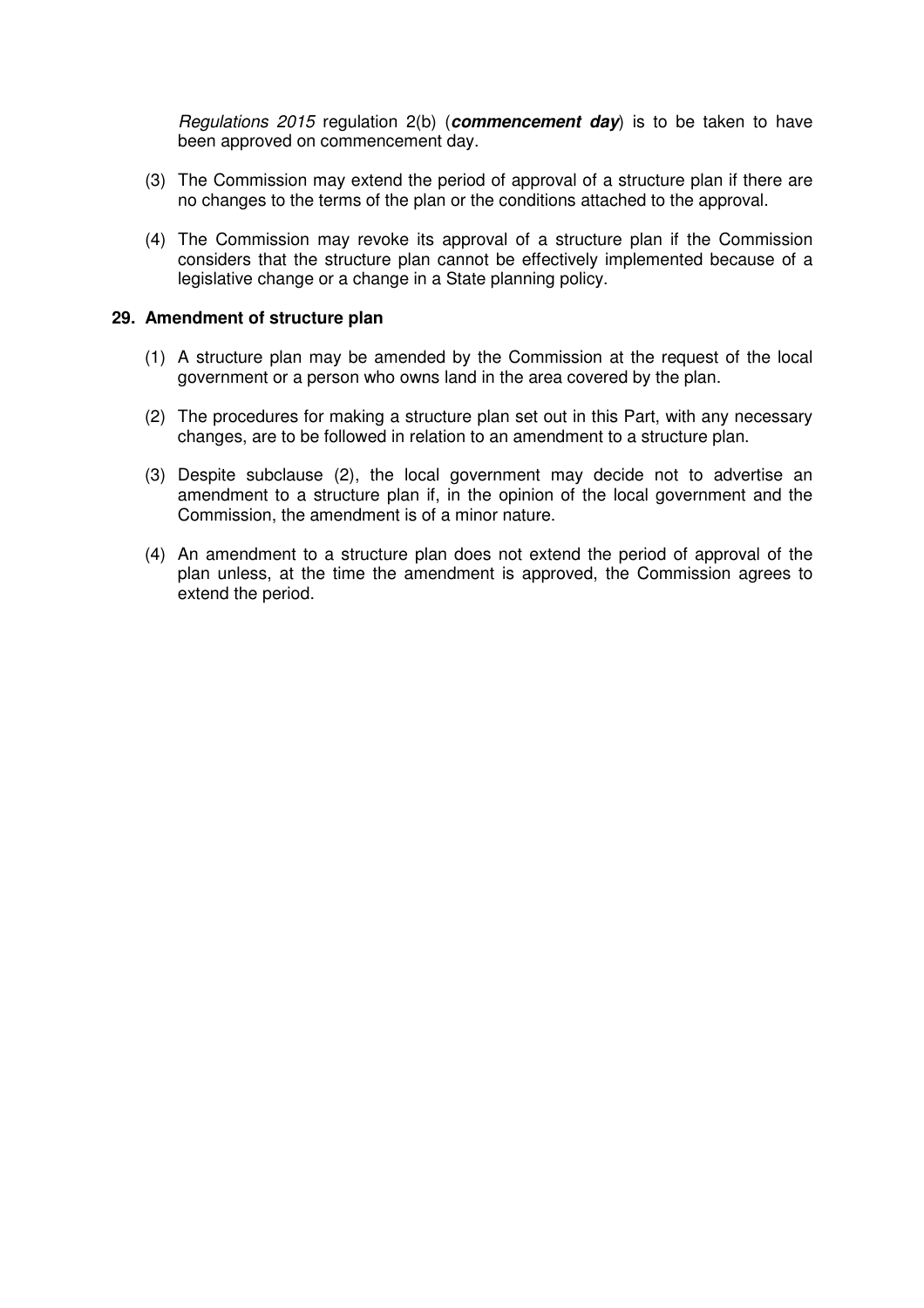*Regulations 2015* regulation 2(b) (***commencement day***) is to be taken to have been approved on commencement day.

(3) The Commission may extend the period of approval of a structure plan if there are no changes to the terms of the plan or the conditions attached to the approval.

(4) The Commission may revoke its approval of a structure plan if the Commission considers that the structure plan cannot be effectively implemented because of a legislative change or a change in a State planning policy.

**29. Amendment of structure plan**

(1) A structure plan may be amended by the Commission at the request of the local government or a person who owns land in the area covered by the plan.

(2) The procedures for making a structure plan set out in this Part, with any necessary changes, are to be followed in relation to an amendment to a structure plan.

(3) Despite subclause (2), the local government may decide not to advertise an amendment to a structure plan if, in the opinion of the local government and the Commission, the amendment is of a minor nature.

(4) An amendment to a structure plan does not extend the period of approval of the plan unless, at the time the amendment is approved, the Commission agrees to extend the period.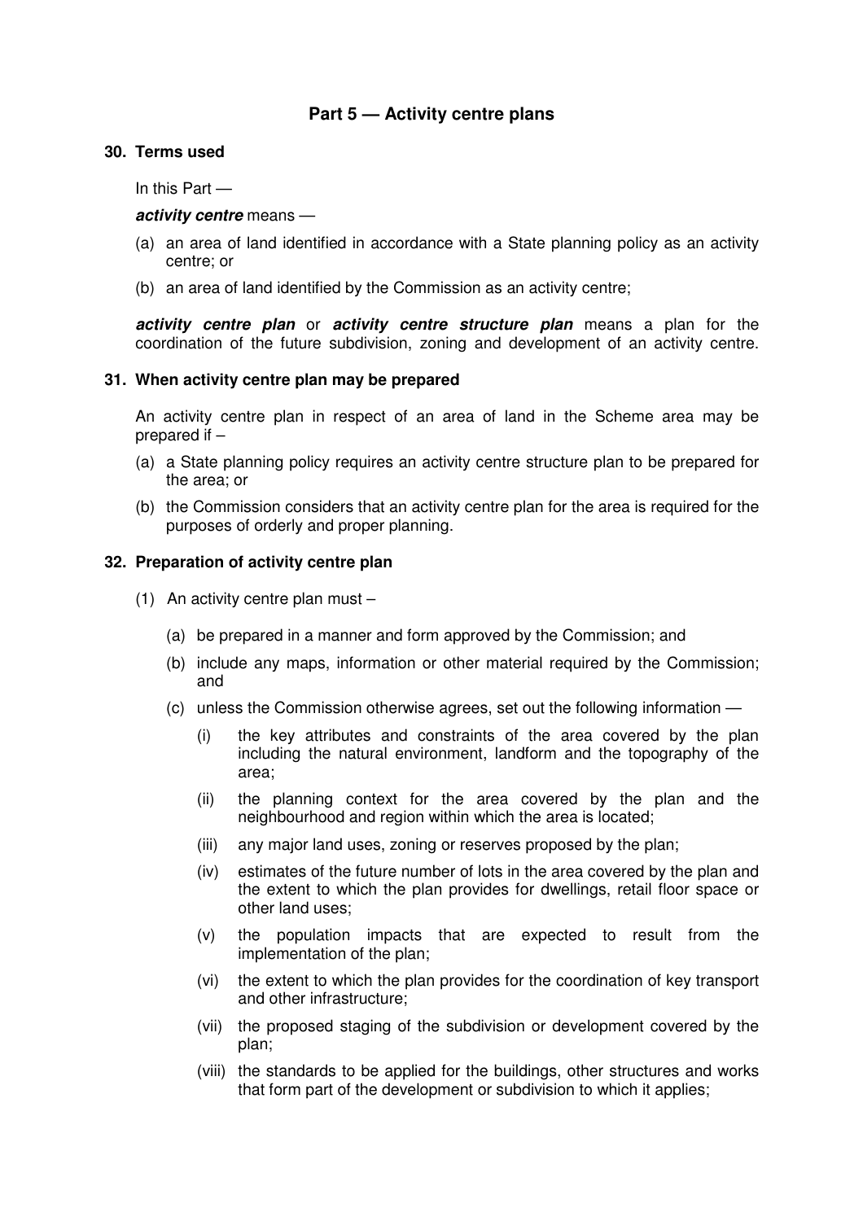## Part 5 — Activity centre plans

### 30. Terms used

In this Part —

***activity centre*** means —

(a) an area of land identified in accordance with a State planning policy as an activity centre; or

(b) an area of land identified by the Commission as an activity centre;

***activity centre plan*** or ***activity centre structure plan*** means a plan for the coordination of the future subdivision, zoning and development of an activity centre.

### 31. When activity centre plan may be prepared

An activity centre plan in respect of an area of land in the Scheme area may be prepared if –

(a) a State planning policy requires an activity centre structure plan to be prepared for the area; or

(b) the Commission considers that an activity centre plan for the area is required for the purposes of orderly and proper planning.

### 32. Preparation of activity centre plan

(1) An activity centre plan must –

  (a) be prepared in a manner and form approved by the Commission; and

  (b) include any maps, information or other material required by the Commission; and

  (c) unless the Commission otherwise agrees, set out the following information —

    (i) the key attributes and constraints of the area covered by the plan including the natural environment, landform and the topography of the area;

    (ii) the planning context for the area covered by the plan and the neighbourhood and region within which the area is located;

    (iii) any major land uses, zoning or reserves proposed by the plan;

    (iv) estimates of the future number of lots in the area covered by the plan and the extent to which the plan provides for dwellings, retail floor space or other land uses;

    (v) the population impacts that are expected to result from the implementation of the plan;

    (vi) the extent to which the plan provides for the coordination of key transport and other infrastructure;

    (vii) the proposed staging of the subdivision or development covered by the plan;

    (viii) the standards to be applied for the buildings, other structures and works that form part of the development or subdivision to which it applies;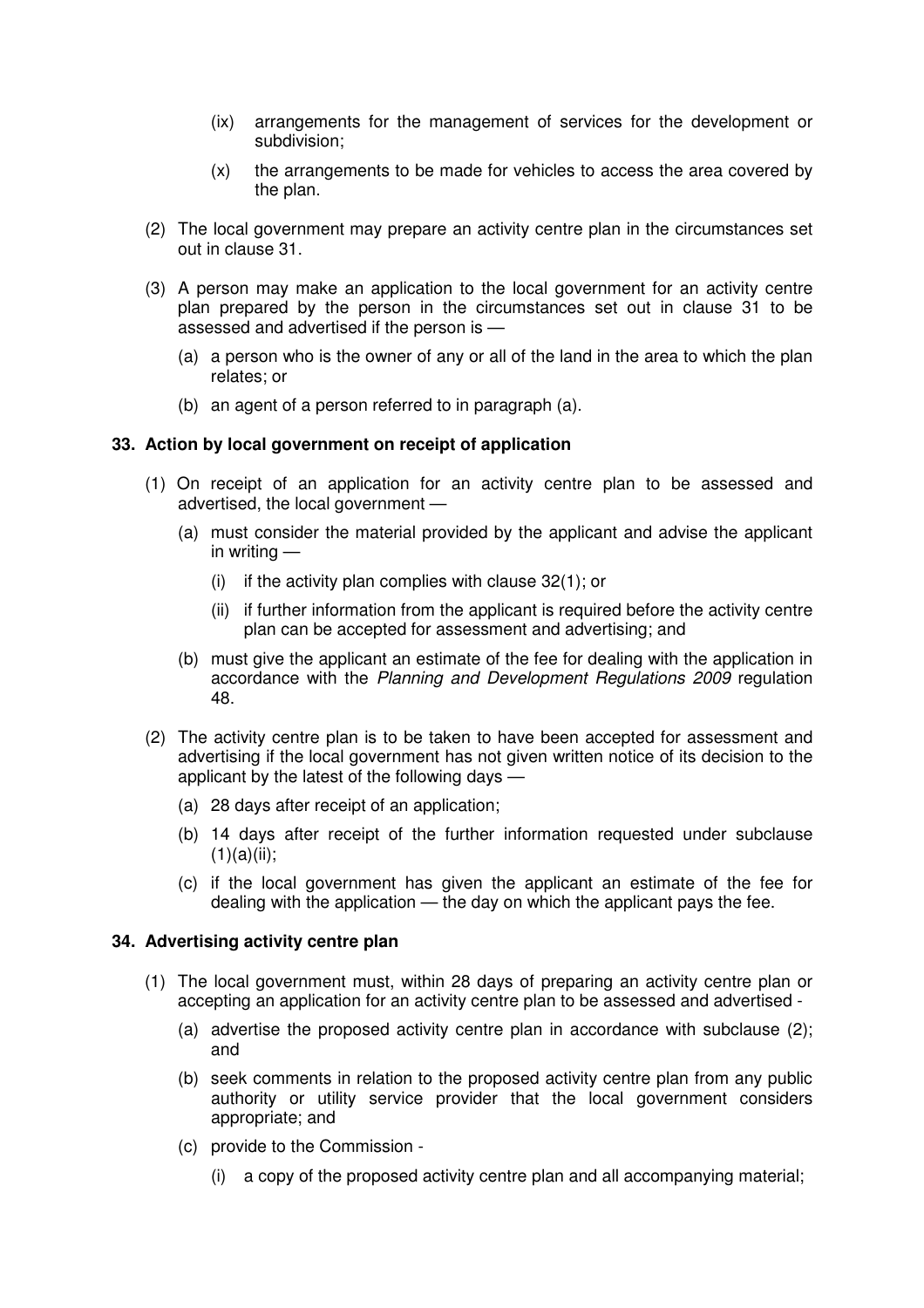(ix) arrangements for the management of services for the development or subdivision;

(x) the arrangements to be made for vehicles to access the area covered by the plan.

(2) The local government may prepare an activity centre plan in the circumstances set out in clause 31.

(3) A person may make an application to the local government for an activity centre plan prepared by the person in the circumstances set out in clause 31 to be assessed and advertised if the person is —

(a) a person who is the owner of any or all of the land in the area to which the plan relates; or

(b) an agent of a person referred to in paragraph (a).

**33. Action by local government on receipt of application**

(1) On receipt of an application for an activity centre plan to be assessed and advertised, the local government —

(a) must consider the material provided by the applicant and advise the applicant in writing —

(i) if the activity plan complies with clause 32(1); or

(ii) if further information from the applicant is required before the activity centre plan can be accepted for assessment and advertising; and

(b) must give the applicant an estimate of the fee for dealing with the application in accordance with the *Planning and Development Regulations 2009* regulation 48.

(2) The activity centre plan is to be taken to have been accepted for assessment and advertising if the local government has not given written notice of its decision to the applicant by the latest of the following days —

(a) 28 days after receipt of an application;

(b) 14 days after receipt of the further information requested under subclause (1)(a)(ii);

(c) if the local government has given the applicant an estimate of the fee for dealing with the application — the day on which the applicant pays the fee.

**34. Advertising activity centre plan**

(1) The local government must, within 28 days of preparing an activity centre plan or accepting an application for an activity centre plan to be assessed and advertised -

(a) advertise the proposed activity centre plan in accordance with subclause (2); and

(b) seek comments in relation to the proposed activity centre plan from any public authority or utility service provider that the local government considers appropriate; and

(c) provide to the Commission -

(i) a copy of the proposed activity centre plan and all accompanying material;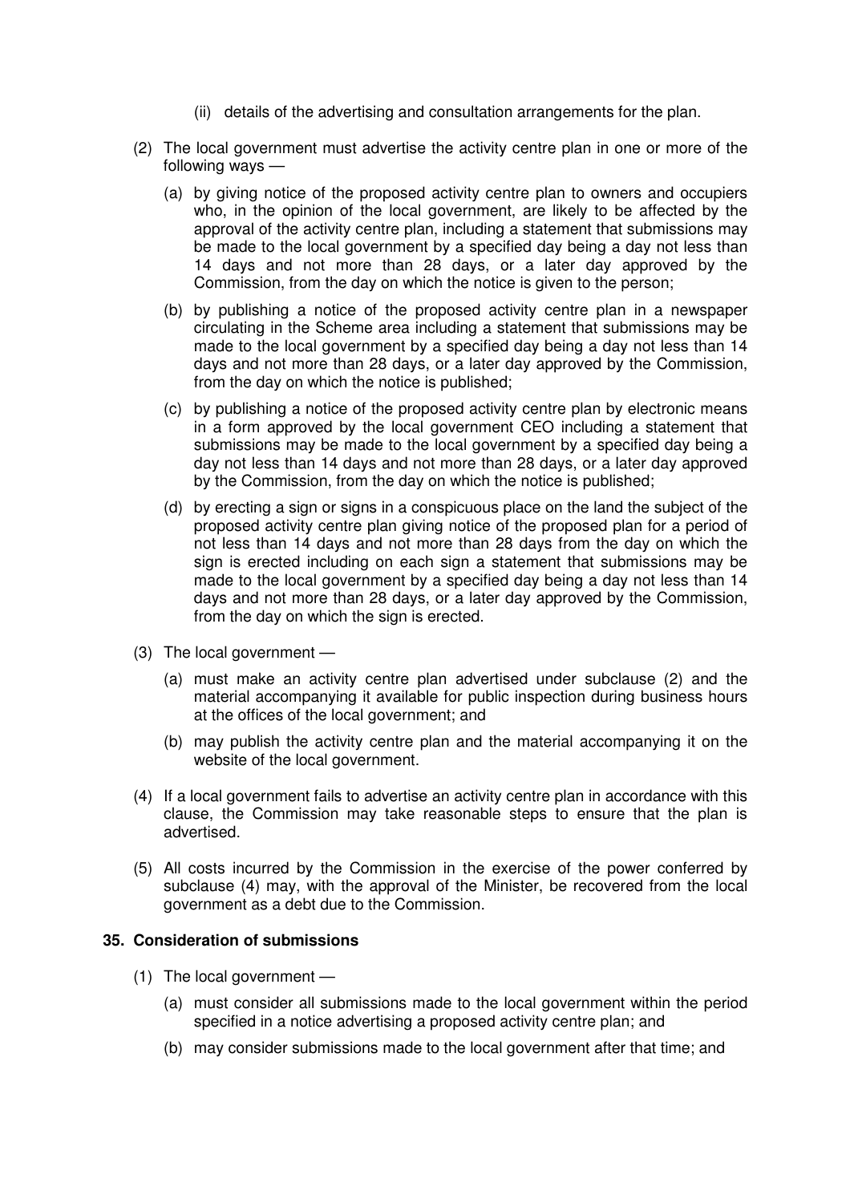(ii) details of the advertising and consultation arrangements for the plan.

(2) The local government must advertise the activity centre plan in one or more of the following ways —

(a) by giving notice of the proposed activity centre plan to owners and occupiers who, in the opinion of the local government, are likely to be affected by the approval of the activity centre plan, including a statement that submissions may be made to the local government by a specified day being a day not less than 14 days and not more than 28 days, or a later day approved by the Commission, from the day on which the notice is given to the person;

(b) by publishing a notice of the proposed activity centre plan in a newspaper circulating in the Scheme area including a statement that submissions may be made to the local government by a specified day being a day not less than 14 days and not more than 28 days, or a later day approved by the Commission, from the day on which the notice is published;

(c) by publishing a notice of the proposed activity centre plan by electronic means in a form approved by the local government CEO including a statement that submissions may be made to the local government by a specified day being a day not less than 14 days and not more than 28 days, or a later day approved by the Commission, from the day on which the notice is published;

(d) by erecting a sign or signs in a conspicuous place on the land the subject of the proposed activity centre plan giving notice of the proposed plan for a period of not less than 14 days and not more than 28 days from the day on which the sign is erected including on each sign a statement that submissions may be made to the local government by a specified day being a day not less than 14 days and not more than 28 days, or a later day approved by the Commission, from the day on which the sign is erected.

(3) The local government —

(a) must make an activity centre plan advertised under subclause (2) and the material accompanying it available for public inspection during business hours at the offices of the local government; and

(b) may publish the activity centre plan and the material accompanying it on the website of the local government.

(4) If a local government fails to advertise an activity centre plan in accordance with this clause, the Commission may take reasonable steps to ensure that the plan is advertised.

(5) All costs incurred by the Commission in the exercise of the power conferred by subclause (4) may, with the approval of the Minister, be recovered from the local government as a debt due to the Commission.

**35. Consideration of submissions**

(1) The local government —

(a) must consider all submissions made to the local government within the period specified in a notice advertising a proposed activity centre plan; and

(b) may consider submissions made to the local government after that time; and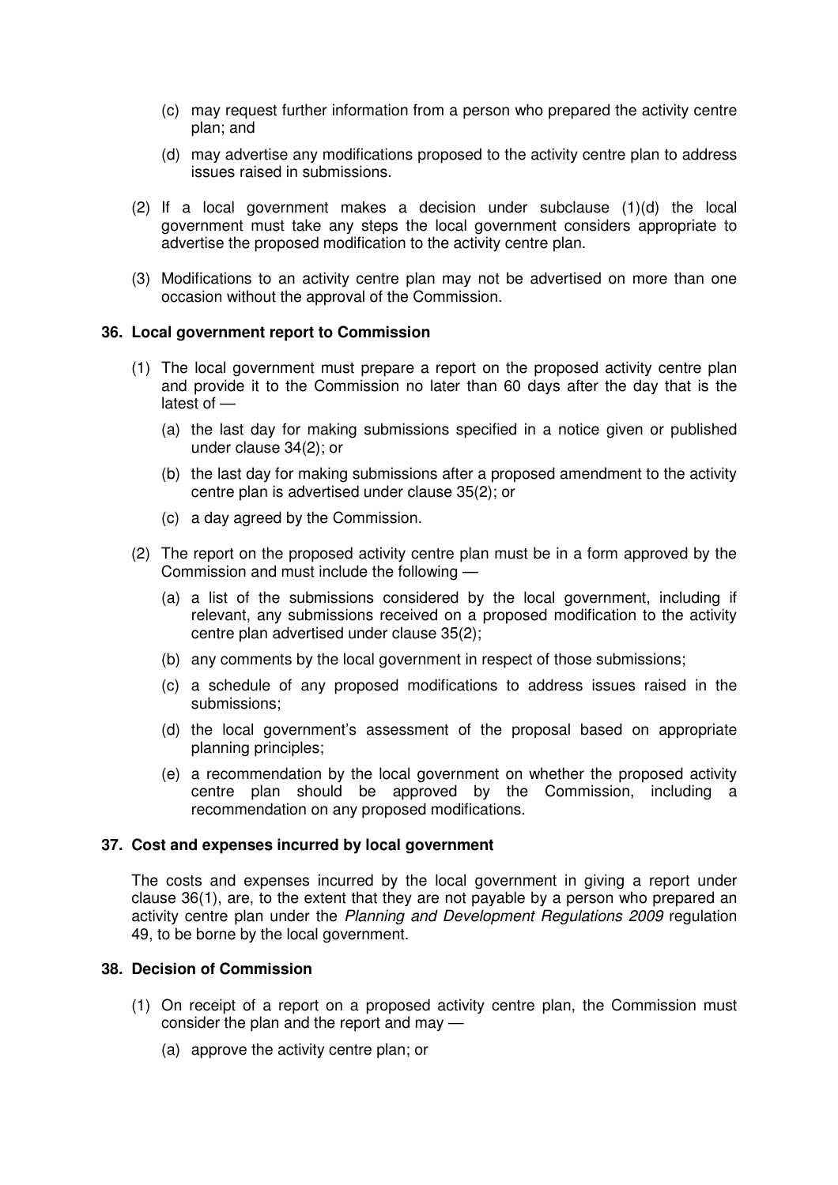(c) may request further information from a person who prepared the activity centre plan; and

(d) may advertise any modifications proposed to the activity centre plan to address issues raised in submissions.

(2) If a local government makes a decision under subclause (1)(d) the local government must take any steps the local government considers appropriate to advertise the proposed modification to the activity centre plan.

(3) Modifications to an activity centre plan may not be advertised on more than one occasion without the approval of the Commission.

**36. Local government report to Commission**

(1) The local government must prepare a report on the proposed activity centre plan and provide it to the Commission no later than 60 days after the day that is the latest of —

(a) the last day for making submissions specified in a notice given or published under clause 34(2); or

(b) the last day for making submissions after a proposed amendment to the activity centre plan is advertised under clause 35(2); or

(c) a day agreed by the Commission.

(2) The report on the proposed activity centre plan must be in a form approved by the Commission and must include the following —

(a) a list of the submissions considered by the local government, including if relevant, any submissions received on a proposed modification to the activity centre plan advertised under clause 35(2);

(b) any comments by the local government in respect of those submissions;

(c) a schedule of any proposed modifications to address issues raised in the submissions;

(d) the local government's assessment of the proposal based on appropriate planning principles;

(e) a recommendation by the local government on whether the proposed activity centre plan should be approved by the Commission, including a recommendation on any proposed modifications.

**37. Cost and expenses incurred by local government**

The costs and expenses incurred by the local government in giving a report under clause 36(1), are, to the extent that they are not payable by a person who prepared an activity centre plan under the *Planning and Development Regulations 2009* regulation 49, to be borne by the local government.

**38. Decision of Commission**

(1) On receipt of a report on a proposed activity centre plan, the Commission must consider the plan and the report and may —

(a) approve the activity centre plan; or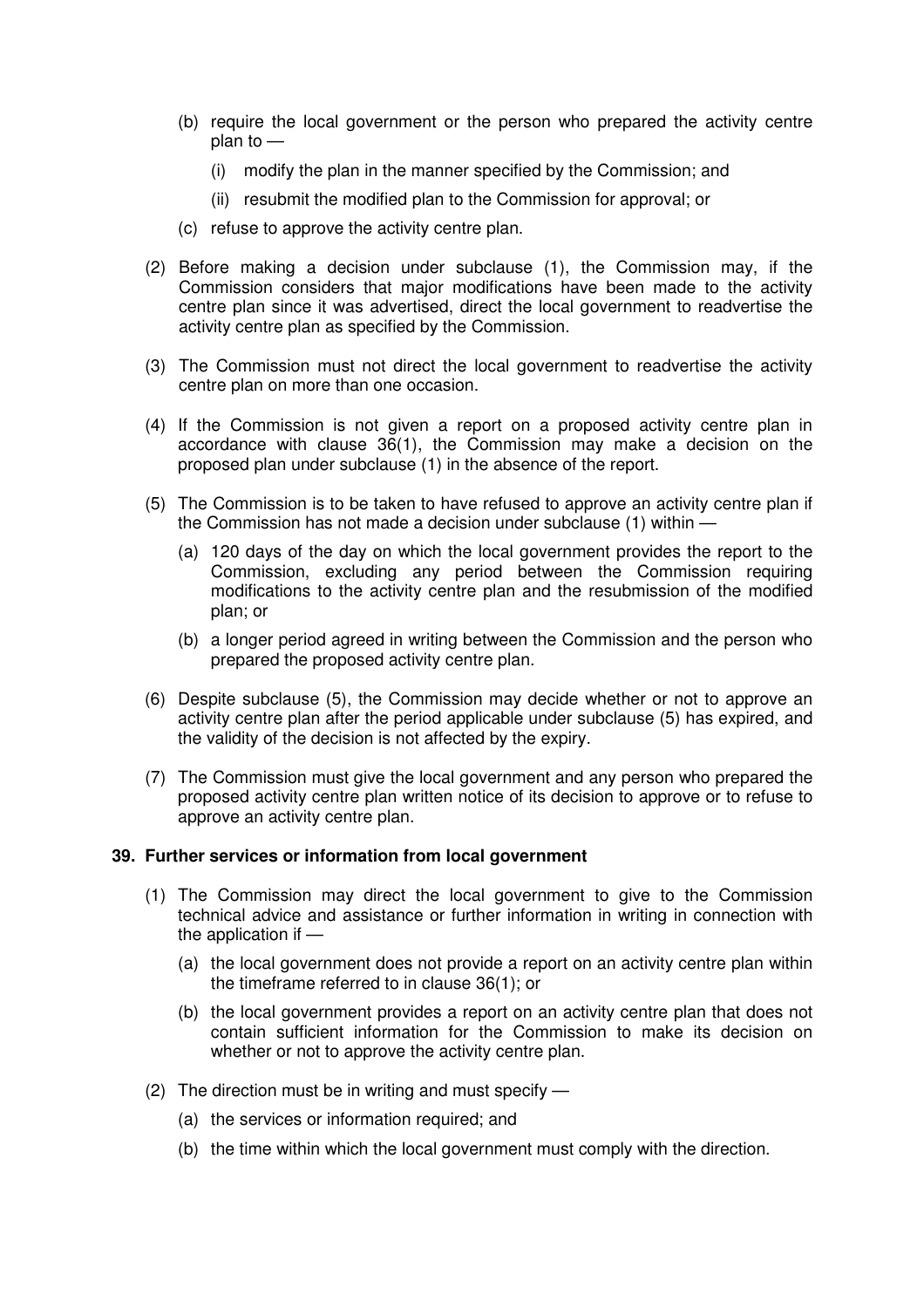(b) require the local government or the person who prepared the activity centre plan to —

   (i) modify the plan in the manner specified by the Commission; and

   (ii) resubmit the modified plan to the Commission for approval; or

(c) refuse to approve the activity centre plan.

(2) Before making a decision under subclause (1), the Commission may, if the Commission considers that major modifications have been made to the activity centre plan since it was advertised, direct the local government to readvertise the activity centre plan as specified by the Commission.

(3) The Commission must not direct the local government to readvertise the activity centre plan on more than one occasion.

(4) If the Commission is not given a report on a proposed activity centre plan in accordance with clause 36(1), the Commission may make a decision on the proposed plan under subclause (1) in the absence of the report.

(5) The Commission is to be taken to have refused to approve an activity centre plan if the Commission has not made a decision under subclause (1) within —

   (a) 120 days of the day on which the local government provides the report to the Commission, excluding any period between the Commission requiring modifications to the activity centre plan and the resubmission of the modified plan; or

   (b) a longer period agreed in writing between the Commission and the person who prepared the proposed activity centre plan.

(6) Despite subclause (5), the Commission may decide whether or not to approve an activity centre plan after the period applicable under subclause (5) has expired, and the validity of the decision is not affected by the expiry.

(7) The Commission must give the local government and any person who prepared the proposed activity centre plan written notice of its decision to approve or to refuse to approve an activity centre plan.

**39. Further services or information from local government**

(1) The Commission may direct the local government to give to the Commission technical advice and assistance or further information in writing in connection with the application if —

   (a) the local government does not provide a report on an activity centre plan within the timeframe referred to in clause 36(1); or

   (b) the local government provides a report on an activity centre plan that does not contain sufficient information for the Commission to make its decision on whether or not to approve the activity centre plan.

(2) The direction must be in writing and must specify —

   (a) the services or information required; and

   (b) the time within which the local government must comply with the direction.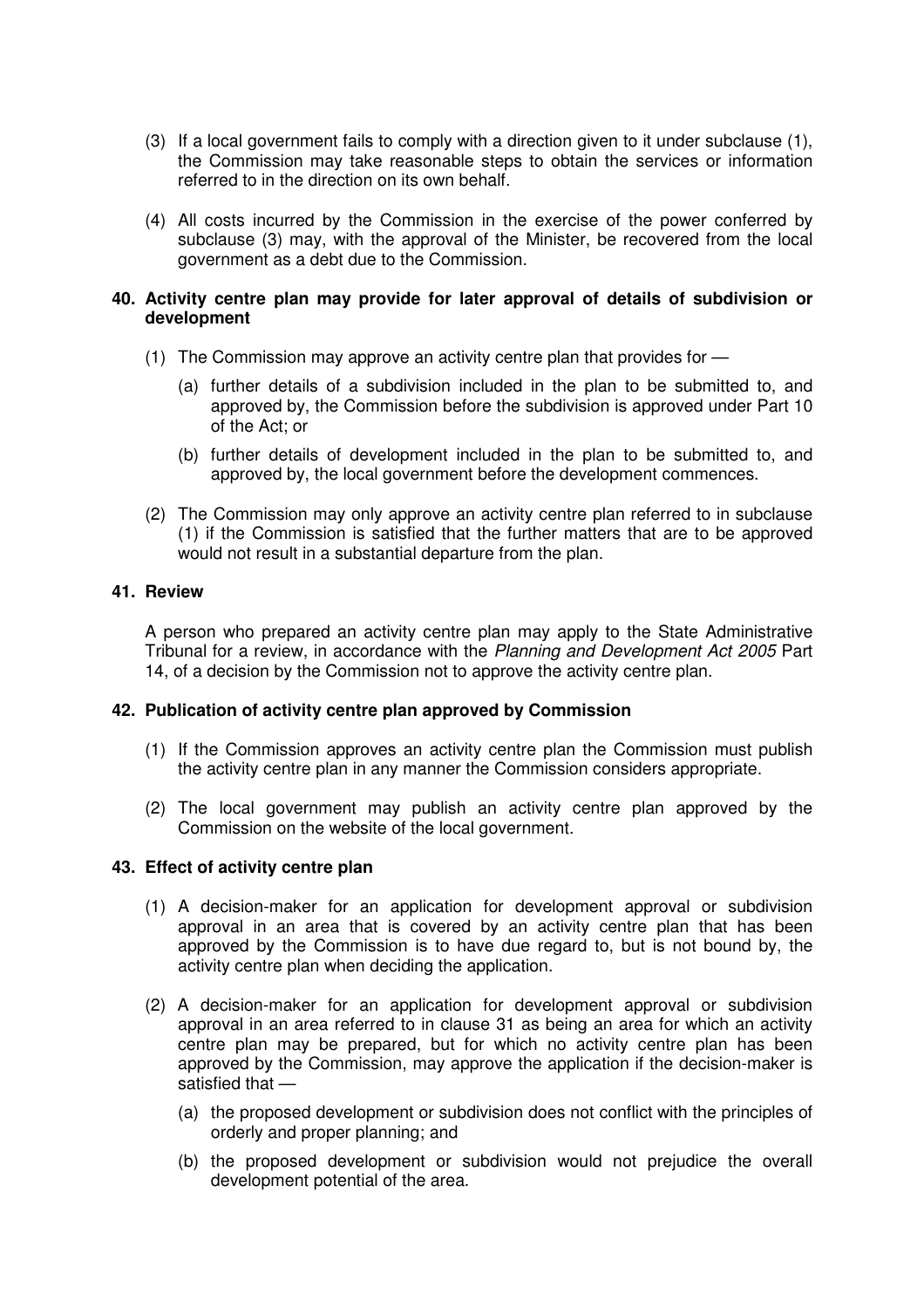(3) If a local government fails to comply with a direction given to it under subclause (1), the Commission may take reasonable steps to obtain the services or information referred to in the direction on its own behalf.

(4) All costs incurred by the Commission in the exercise of the power conferred by subclause (3) may, with the approval of the Minister, be recovered from the local government as a debt due to the Commission.

### 40. Activity centre plan may provide for later approval of details of subdivision or development

(1) The Commission may approve an activity centre plan that provides for —

(a) further details of a subdivision included in the plan to be submitted to, and approved by, the Commission before the subdivision is approved under Part 10 of the Act; or

(b) further details of development included in the plan to be submitted to, and approved by, the local government before the development commences.

(2) The Commission may only approve an activity centre plan referred to in subclause (1) if the Commission is satisfied that the further matters that are to be approved would not result in a substantial departure from the plan.

### 41. Review

A person who prepared an activity centre plan may apply to the State Administrative Tribunal for a review, in accordance with the *Planning and Development Act 2005* Part 14, of a decision by the Commission not to approve the activity centre plan.

### 42. Publication of activity centre plan approved by Commission

(1) If the Commission approves an activity centre plan the Commission must publish the activity centre plan in any manner the Commission considers appropriate.

(2) The local government may publish an activity centre plan approved by the Commission on the website of the local government.

### 43. Effect of activity centre plan

(1) A decision-maker for an application for development approval or subdivision approval in an area that is covered by an activity centre plan that has been approved by the Commission is to have due regard to, but is not bound by, the activity centre plan when deciding the application.

(2) A decision-maker for an application for development approval or subdivision approval in an area referred to in clause 31 as being an area for which an activity centre plan may be prepared, but for which no activity centre plan has been approved by the Commission, may approve the application if the decision-maker is satisfied that —

(a) the proposed development or subdivision does not conflict with the principles of orderly and proper planning; and

(b) the proposed development or subdivision would not prejudice the overall development potential of the area.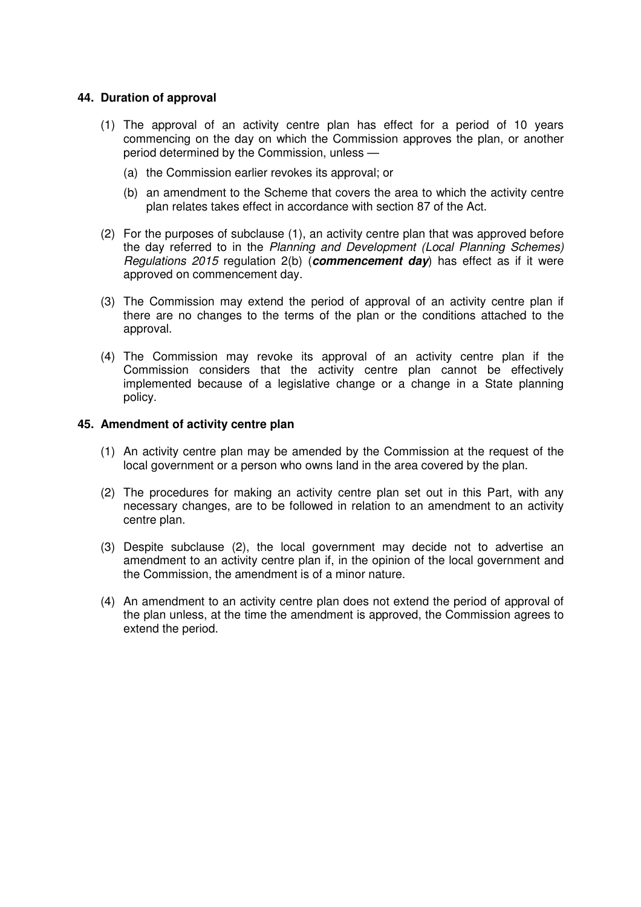### 44. Duration of approval

(1) The approval of an activity centre plan has effect for a period of 10 years commencing on the day on which the Commission approves the plan, or another period determined by the Commission, unless —

(a) the Commission earlier revokes its approval; or

(b) an amendment to the Scheme that covers the area to which the activity centre plan relates takes effect in accordance with section 87 of the Act.

(2) For the purposes of subclause (1), an activity centre plan that was approved before the day referred to in the *Planning and Development (Local Planning Schemes) Regulations 2015* regulation 2(b) (***commencement day***) has effect as if it were approved on commencement day.

(3) The Commission may extend the period of approval of an activity centre plan if there are no changes to the terms of the plan or the conditions attached to the approval.

(4) The Commission may revoke its approval of an activity centre plan if the Commission considers that the activity centre plan cannot be effectively implemented because of a legislative change or a change in a State planning policy.

### 45. Amendment of activity centre plan

(1) An activity centre plan may be amended by the Commission at the request of the local government or a person who owns land in the area covered by the plan.

(2) The procedures for making an activity centre plan set out in this Part, with any necessary changes, are to be followed in relation to an amendment to an activity centre plan.

(3) Despite subclause (2), the local government may decide not to advertise an amendment to an activity centre plan if, in the opinion of the local government and the Commission, the amendment is of a minor nature.

(4) An amendment to an activity centre plan does not extend the period of approval of the plan unless, at the time the amendment is approved, the Commission agrees to extend the period.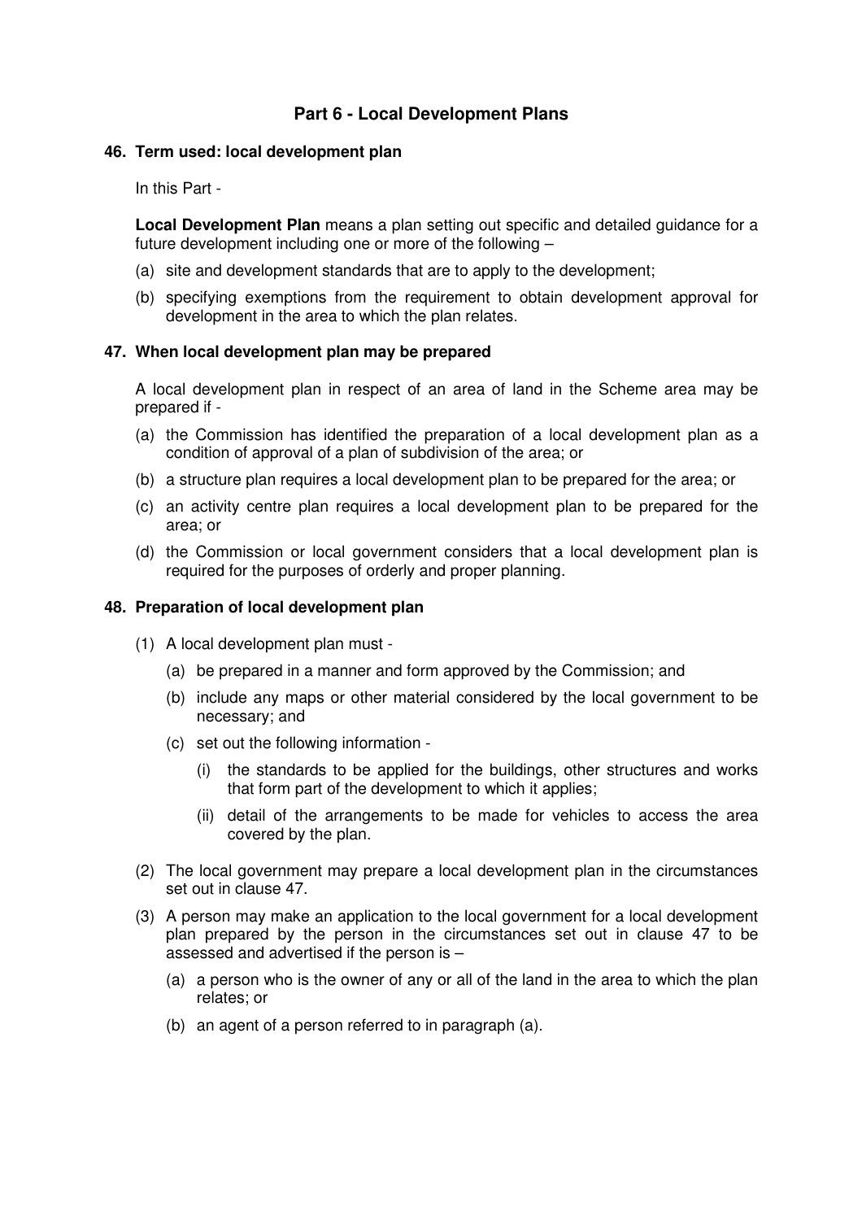## Part 6 - Local Development Plans

### 46. Term used: local development plan

In this Part -

**Local Development Plan** means a plan setting out specific and detailed guidance for a future development including one or more of the following –

(a) site and development standards that are to apply to the development;

(b) specifying exemptions from the requirement to obtain development approval for development in the area to which the plan relates.

### 47. When local development plan may be prepared

A local development plan in respect of an area of land in the Scheme area may be prepared if -

(a) the Commission has identified the preparation of a local development plan as a condition of approval of a plan of subdivision of the area; or

(b) a structure plan requires a local development plan to be prepared for the area; or

(c) an activity centre plan requires a local development plan to be prepared for the area; or

(d) the Commission or local government considers that a local development plan is required for the purposes of orderly and proper planning.

### 48. Preparation of local development plan

(1) A local development plan must -

  (a) be prepared in a manner and form approved by the Commission; and

  (b) include any maps or other material considered by the local government to be necessary; and

  (c) set out the following information -

    (i) the standards to be applied for the buildings, other structures and works that form part of the development to which it applies;

    (ii) detail of the arrangements to be made for vehicles to access the area covered by the plan.

(2) The local government may prepare a local development plan in the circumstances set out in clause 47.

(3) A person may make an application to the local government for a local development plan prepared by the person in the circumstances set out in clause 47 to be assessed and advertised if the person is –

  (a) a person who is the owner of any or all of the land in the area to which the plan relates; or

  (b) an agent of a person referred to in paragraph (a).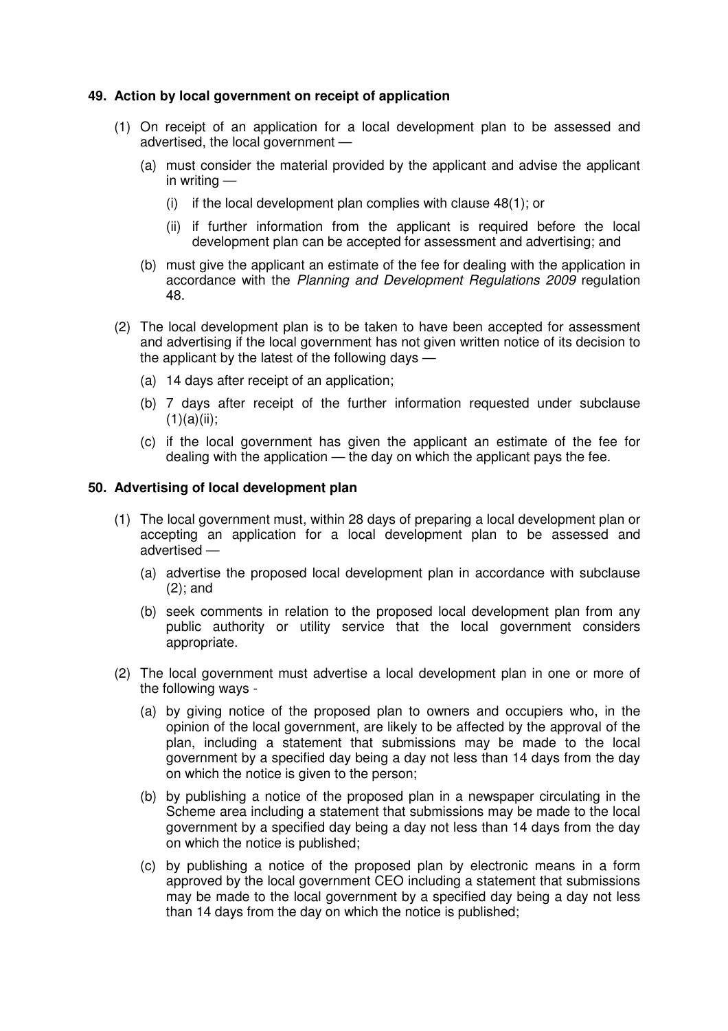**49. Action by local government on receipt of application**

(1) On receipt of an application for a local development plan to be assessed and advertised, the local government —

  (a) must consider the material provided by the applicant and advise the applicant in writing —

    (i) if the local development plan complies with clause 48(1); or

    (ii) if further information from the applicant is required before the local development plan can be accepted for assessment and advertising; and

  (b) must give the applicant an estimate of the fee for dealing with the application in accordance with the *Planning and Development Regulations 2009* regulation 48.

(2) The local development plan is to be taken to have been accepted for assessment and advertising if the local government has not given written notice of its decision to the applicant by the latest of the following days —

  (a) 14 days after receipt of an application;

  (b) 7 days after receipt of the further information requested under subclause (1)(a)(ii);

  (c) if the local government has given the applicant an estimate of the fee for dealing with the application — the day on which the applicant pays the fee.

**50. Advertising of local development plan**

(1) The local government must, within 28 days of preparing a local development plan or accepting an application for a local development plan to be assessed and advertised —

  (a) advertise the proposed local development plan in accordance with subclause (2); and

  (b) seek comments in relation to the proposed local development plan from any public authority or utility service that the local government considers appropriate.

(2) The local government must advertise a local development plan in one or more of the following ways -

  (a) by giving notice of the proposed plan to owners and occupiers who, in the opinion of the local government, are likely to be affected by the approval of the plan, including a statement that submissions may be made to the local government by a specified day being a day not less than 14 days from the day on which the notice is given to the person;

  (b) by publishing a notice of the proposed plan in a newspaper circulating in the Scheme area including a statement that submissions may be made to the local government by a specified day being a day not less than 14 days from the day on which the notice is published;

  (c) by publishing a notice of the proposed plan by electronic means in a form approved by the local government CEO including a statement that submissions may be made to the local government by a specified day being a day not less than 14 days from the day on which the notice is published;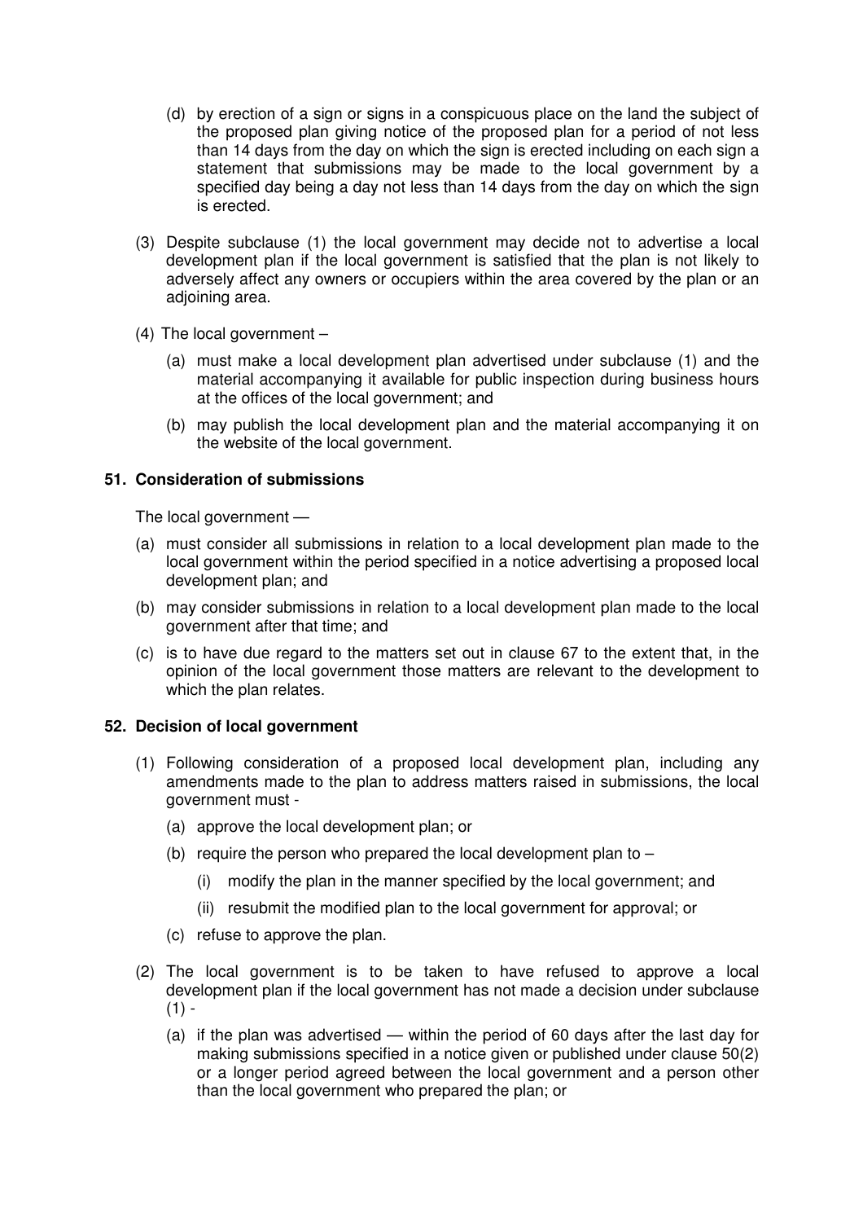(d) by erection of a sign or signs in a conspicuous place on the land the subject of the proposed plan giving notice of the proposed plan for a period of not less than 14 days from the day on which the sign is erected including on each sign a statement that submissions may be made to the local government by a specified day being a day not less than 14 days from the day on which the sign is erected.

(3) Despite subclause (1) the local government may decide not to advertise a local development plan if the local government is satisfied that the plan is not likely to adversely affect any owners or occupiers within the area covered by the plan or an adjoining area.

(4) The local government –

(a) must make a local development plan advertised under subclause (1) and the material accompanying it available for public inspection during business hours at the offices of the local government; and

(b) may publish the local development plan and the material accompanying it on the website of the local government.

**51. Consideration of submissions**

The local government —

(a) must consider all submissions in relation to a local development plan made to the local government within the period specified in a notice advertising a proposed local development plan; and

(b) may consider submissions in relation to a local development plan made to the local government after that time; and

(c) is to have due regard to the matters set out in clause 67 to the extent that, in the opinion of the local government those matters are relevant to the development to which the plan relates.

**52. Decision of local government**

(1) Following consideration of a proposed local development plan, including any amendments made to the plan to address matters raised in submissions, the local government must -

(a) approve the local development plan; or

(b) require the person who prepared the local development plan to –

(i) modify the plan in the manner specified by the local government; and

(ii) resubmit the modified plan to the local government for approval; or

(c) refuse to approve the plan.

(2) The local government is to be taken to have refused to approve a local development plan if the local government has not made a decision under subclause (1) -

(a) if the plan was advertised — within the period of 60 days after the last day for making submissions specified in a notice given or published under clause 50(2) or a longer period agreed between the local government and a person other than the local government who prepared the plan; or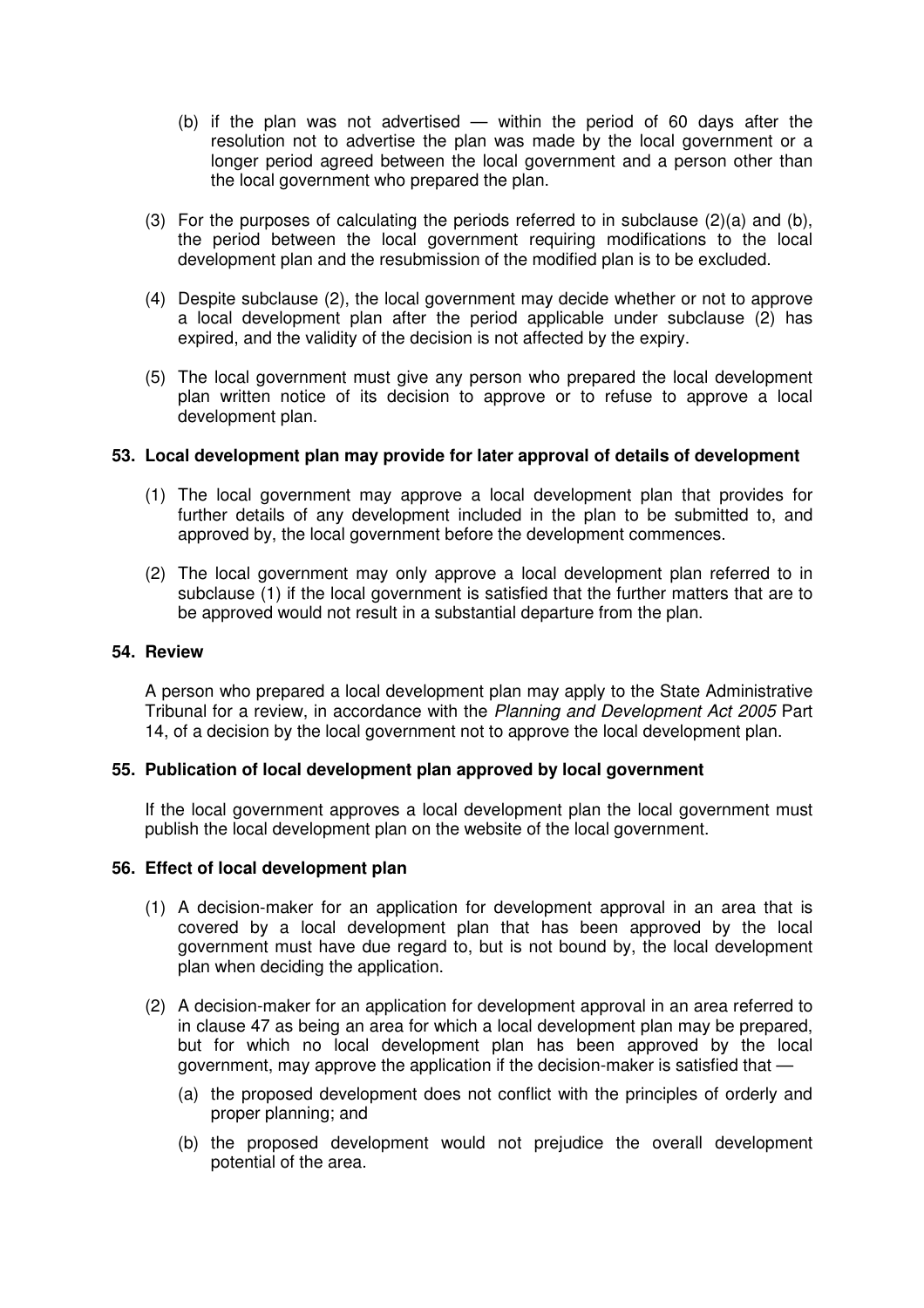(b) if the plan was not advertised — within the period of 60 days after the resolution not to advertise the plan was made by the local government or a longer period agreed between the local government and a person other than the local government who prepared the plan.

(3) For the purposes of calculating the periods referred to in subclause (2)(a) and (b), the period between the local government requiring modifications to the local development plan and the resubmission of the modified plan is to be excluded.

(4) Despite subclause (2), the local government may decide whether or not to approve a local development plan after the period applicable under subclause (2) has expired, and the validity of the decision is not affected by the expiry.

(5) The local government must give any person who prepared the local development plan written notice of its decision to approve or to refuse to approve a local development plan.

**53. Local development plan may provide for later approval of details of development**

(1) The local government may approve a local development plan that provides for further details of any development included in the plan to be submitted to, and approved by, the local government before the development commences.

(2) The local government may only approve a local development plan referred to in subclause (1) if the local government is satisfied that the further matters that are to be approved would not result in a substantial departure from the plan.

**54. Review**

A person who prepared a local development plan may apply to the State Administrative Tribunal for a review, in accordance with the *Planning and Development Act 2005* Part 14, of a decision by the local government not to approve the local development plan.

**55. Publication of local development plan approved by local government**

If the local government approves a local development plan the local government must publish the local development plan on the website of the local government.

**56. Effect of local development plan**

(1) A decision-maker for an application for development approval in an area that is covered by a local development plan that has been approved by the local government must have due regard to, but is not bound by, the local development plan when deciding the application.

(2) A decision-maker for an application for development approval in an area referred to in clause 47 as being an area for which a local development plan may be prepared, but for which no local development plan has been approved by the local government, may approve the application if the decision-maker is satisfied that —

(a) the proposed development does not conflict with the principles of orderly and proper planning; and

(b) the proposed development would not prejudice the overall development potential of the area.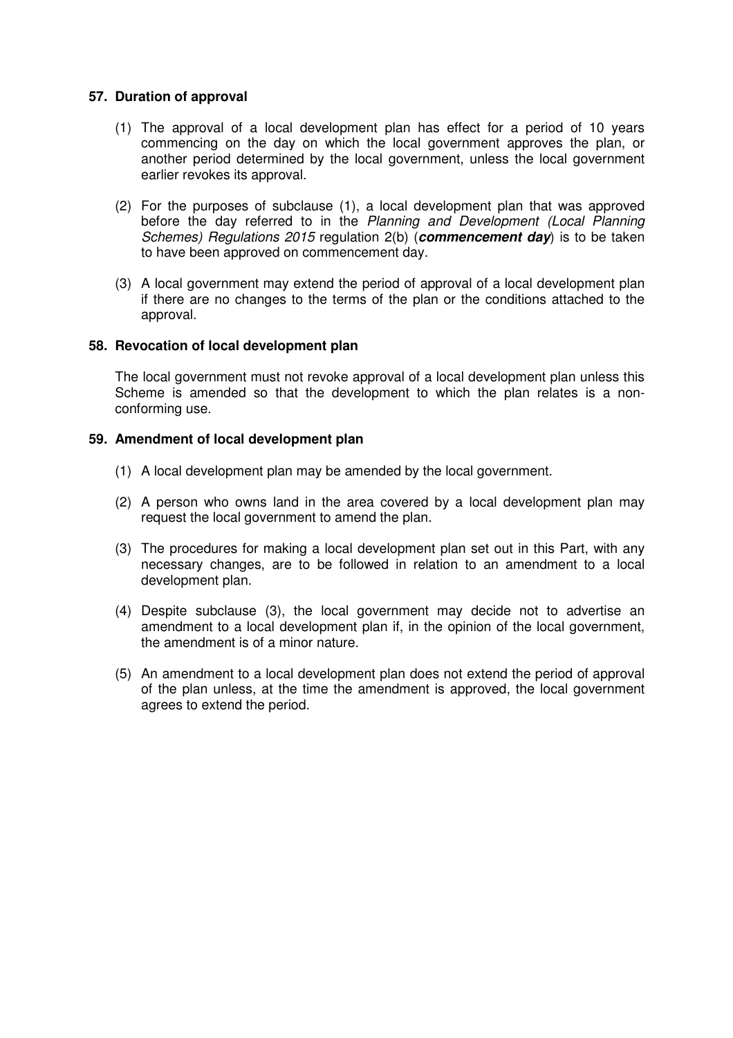### 57. Duration of approval

(1) The approval of a local development plan has effect for a period of 10 years commencing on the day on which the local government approves the plan, or another period determined by the local government, unless the local government earlier revokes its approval.

(2) For the purposes of subclause (1), a local development plan that was approved before the day referred to in the *Planning and Development (Local Planning Schemes) Regulations 2015* regulation 2(b) (***commencement day***) is to be taken to have been approved on commencement day.

(3) A local government may extend the period of approval of a local development plan if there are no changes to the terms of the plan or the conditions attached to the approval.

### 58. Revocation of local development plan

The local government must not revoke approval of a local development plan unless this Scheme is amended so that the development to which the plan relates is a non-conforming use.

### 59. Amendment of local development plan

(1) A local development plan may be amended by the local government.

(2) A person who owns land in the area covered by a local development plan may request the local government to amend the plan.

(3) The procedures for making a local development plan set out in this Part, with any necessary changes, are to be followed in relation to an amendment to a local development plan.

(4) Despite subclause (3), the local government may decide not to advertise an amendment to a local development plan if, in the opinion of the local government, the amendment is of a minor nature.

(5) An amendment to a local development plan does not extend the period of approval of the plan unless, at the time the amendment is approved, the local government agrees to extend the period.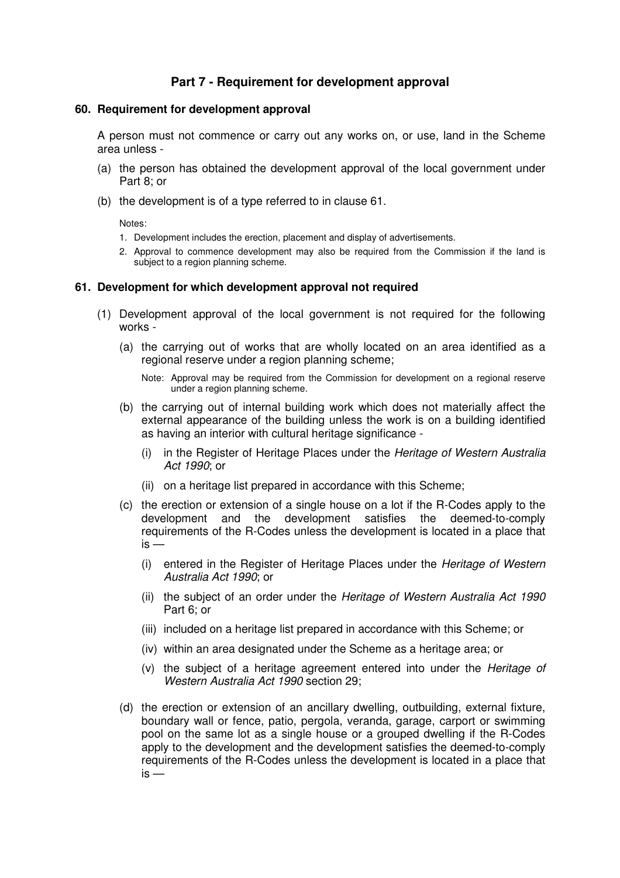## Part 7 - Requirement for development approval

### 60. Requirement for development approval

A person must not commence or carry out any works on, or use, land in the Scheme area unless -

(a) the person has obtained the development approval of the local government under Part 8; or

(b) the development is of a type referred to in clause 61.

Notes:

1. Development includes the erection, placement and display of advertisements.
2. Approval to commence development may also be required from the Commission if the land is subject to a region planning scheme.

### 61. Development for which development approval not required

(1) Development approval of the local government is not required for the following works -

(a) the carrying out of works that are wholly located on an area identified as a regional reserve under a region planning scheme;

Note: Approval may be required from the Commission for development on a regional reserve under a region planning scheme.

(b) the carrying out of internal building work which does not materially affect the external appearance of the building unless the work is on a building identified as having an interior with cultural heritage significance -

(i) in the Register of Heritage Places under the *Heritage of Western Australia Act 1990*; or

(ii) on a heritage list prepared in accordance with this Scheme;

(c) the erection or extension of a single house on a lot if the R-Codes apply to the development and the development satisfies the deemed-to-comply requirements of the R-Codes unless the development is located in a place that is —

(i) entered in the Register of Heritage Places under the *Heritage of Western Australia Act 1990*; or

(ii) the subject of an order under the *Heritage of Western Australia Act 1990* Part 6; or

(iii) included on a heritage list prepared in accordance with this Scheme; or

(iv) within an area designated under the Scheme as a heritage area; or

(v) the subject of a heritage agreement entered into under the *Heritage of Western Australia Act 1990* section 29;

(d) the erection or extension of an ancillary dwelling, outbuilding, external fixture, boundary wall or fence, patio, pergola, veranda, garage, carport or swimming pool on the same lot as a single house or a grouped dwelling if the R-Codes apply to the development and the development satisfies the deemed-to-comply requirements of the R-Codes unless the development is located in a place that is —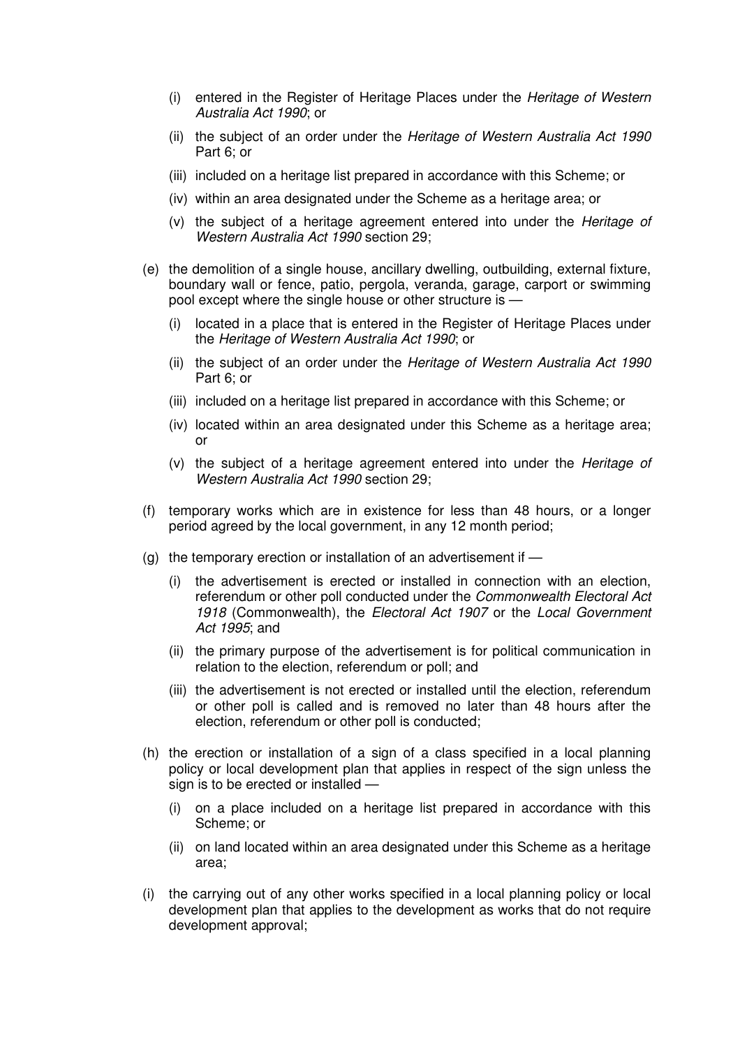(i) entered in the Register of Heritage Places under the *Heritage of Western Australia Act 1990*; or

(ii) the subject of an order under the *Heritage of Western Australia Act 1990* Part 6; or

(iii) included on a heritage list prepared in accordance with this Scheme; or

(iv) within an area designated under the Scheme as a heritage area; or

(v) the subject of a heritage agreement entered into under the *Heritage of Western Australia Act 1990* section 29;

(e) the demolition of a single house, ancillary dwelling, outbuilding, external fixture, boundary wall or fence, patio, pergola, veranda, garage, carport or swimming pool except where the single house or other structure is —

(i) located in a place that is entered in the Register of Heritage Places under the *Heritage of Western Australia Act 1990*; or

(ii) the subject of an order under the *Heritage of Western Australia Act 1990* Part 6; or

(iii) included on a heritage list prepared in accordance with this Scheme; or

(iv) located within an area designated under this Scheme as a heritage area; or

(v) the subject of a heritage agreement entered into under the *Heritage of Western Australia Act 1990* section 29;

(f) temporary works which are in existence for less than 48 hours, or a longer period agreed by the local government, in any 12 month period;

(g) the temporary erection or installation of an advertisement if —

(i) the advertisement is erected or installed in connection with an election, referendum or other poll conducted under the *Commonwealth Electoral Act 1918* (Commonwealth), the *Electoral Act 1907* or the *Local Government Act 1995*; and

(ii) the primary purpose of the advertisement is for political communication in relation to the election, referendum or poll; and

(iii) the advertisement is not erected or installed until the election, referendum or other poll is called and is removed no later than 48 hours after the election, referendum or other poll is conducted;

(h) the erection or installation of a sign of a class specified in a local planning policy or local development plan that applies in respect of the sign unless the sign is to be erected or installed —

(i) on a place included on a heritage list prepared in accordance with this Scheme; or

(ii) on land located within an area designated under this Scheme as a heritage area;

(i) the carrying out of any other works specified in a local planning policy or local development plan that applies to the development as works that do not require development approval;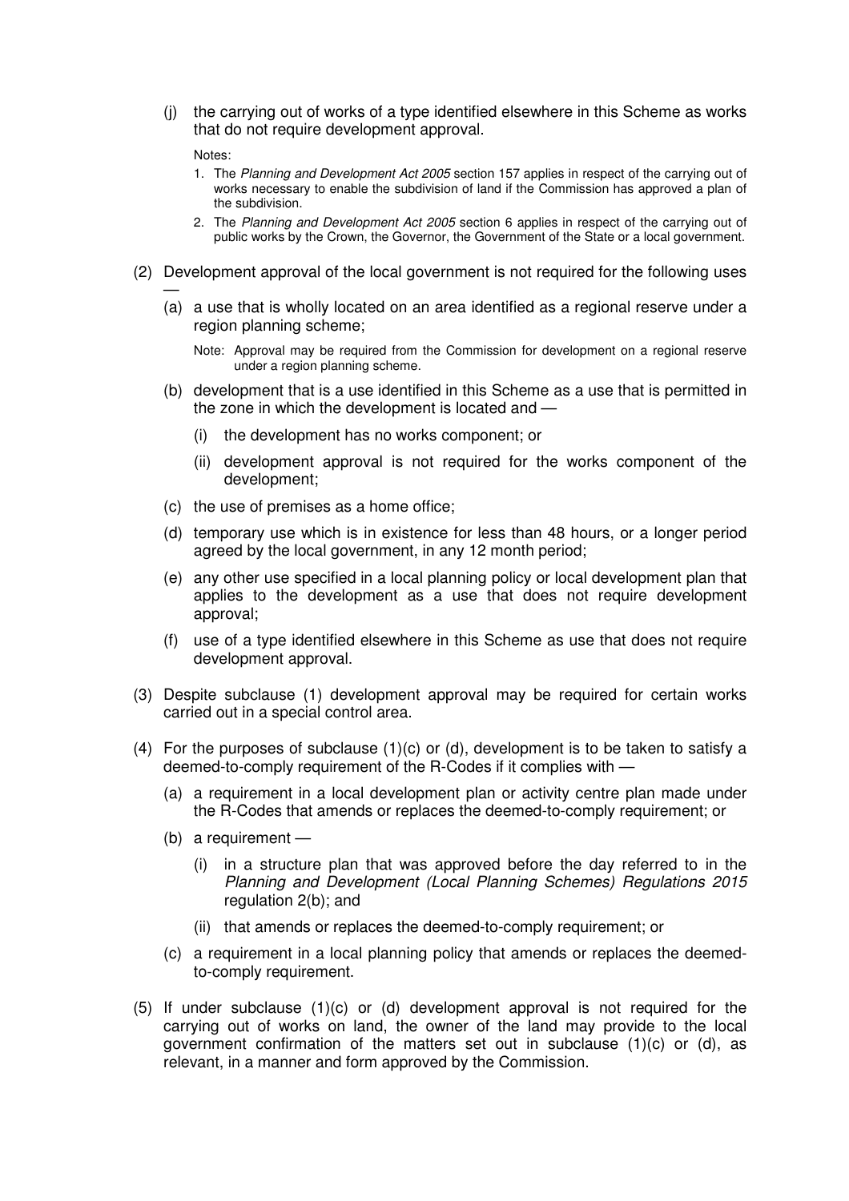(j) the carrying out of works of a type identified elsewhere in this Scheme as works that do not require development approval.

Notes:

1. The *Planning and Development Act 2005* section 157 applies in respect of the carrying out of works necessary to enable the subdivision of land if the Commission has approved a plan of the subdivision.
2. The *Planning and Development Act 2005* section 6 applies in respect of the carrying out of public works by the Crown, the Governor, the Government of the State or a local government.

(2) Development approval of the local government is not required for the following uses —

(a) a use that is wholly located on an area identified as a regional reserve under a region planning scheme;

Note: Approval may be required from the Commission for development on a regional reserve under a region planning scheme.

(b) development that is a use identified in this Scheme as a use that is permitted in the zone in which the development is located and —

(i) the development has no works component; or

(ii) development approval is not required for the works component of the development;

(c) the use of premises as a home office;

(d) temporary use which is in existence for less than 48 hours, or a longer period agreed by the local government, in any 12 month period;

(e) any other use specified in a local planning policy or local development plan that applies to the development as a use that does not require development approval;

(f) use of a type identified elsewhere in this Scheme as use that does not require development approval.

(3) Despite subclause (1) development approval may be required for certain works carried out in a special control area.

(4) For the purposes of subclause (1)(c) or (d), development is to be taken to satisfy a deemed-to-comply requirement of the R-Codes if it complies with —

(a) a requirement in a local development plan or activity centre plan made under the R-Codes that amends or replaces the deemed-to-comply requirement; or

(b) a requirement —

(i) in a structure plan that was approved before the day referred to in the *Planning and Development (Local Planning Schemes) Regulations 2015* regulation 2(b); and

(ii) that amends or replaces the deemed-to-comply requirement; or

(c) a requirement in a local planning policy that amends or replaces the deemed-to-comply requirement.

(5) If under subclause (1)(c) or (d) development approval is not required for the carrying out of works on land, the owner of the land may provide to the local government confirmation of the matters set out in subclause (1)(c) or (d), as relevant, in a manner and form approved by the Commission.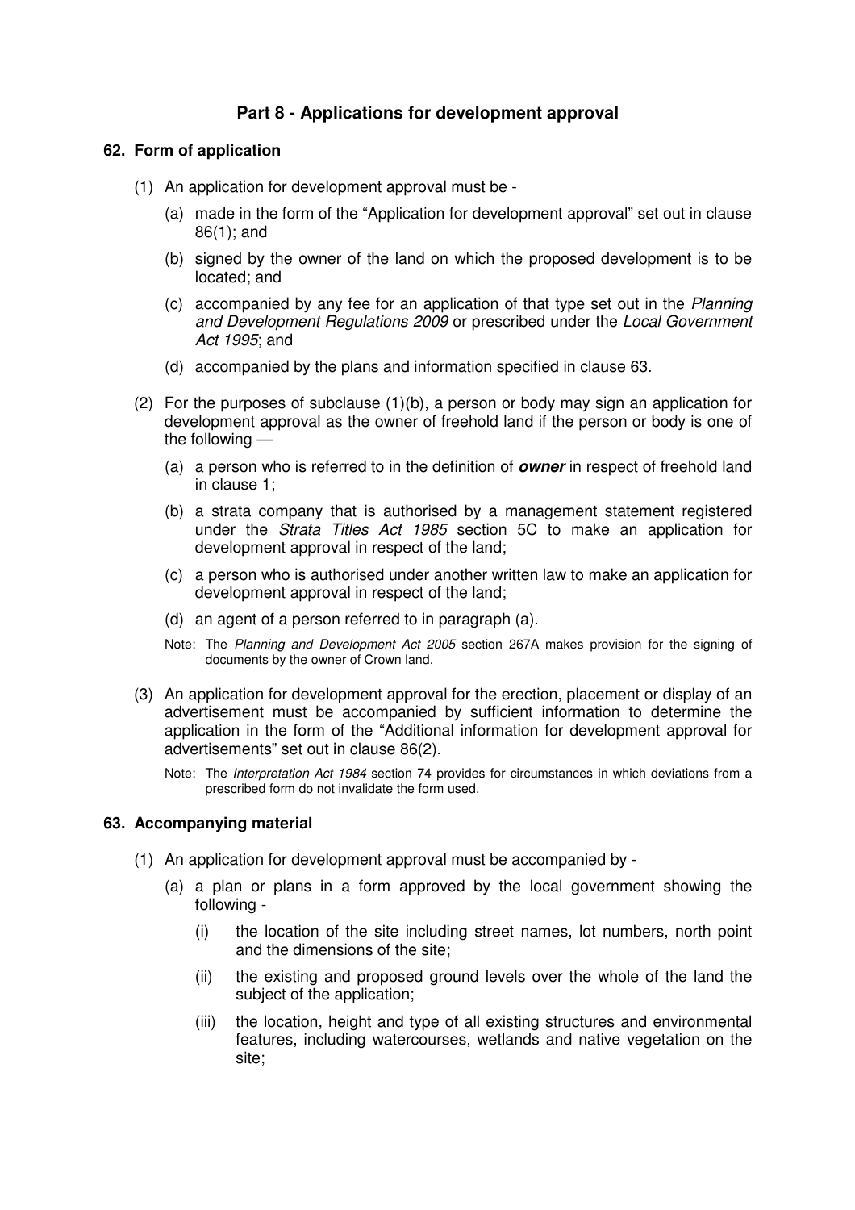## Part 8 - Applications for development approval

### 62. Form of application

(1) An application for development approval must be -

(a) made in the form of the "Application for development approval" set out in clause 86(1); and

(b) signed by the owner of the land on which the proposed development is to be located; and

(c) accompanied by any fee for an application of that type set out in the *Planning and Development Regulations 2009* or prescribed under the *Local Government Act 1995*; and

(d) accompanied by the plans and information specified in clause 63.

(2) For the purposes of subclause (1)(b), a person or body may sign an application for development approval as the owner of freehold land if the person or body is one of the following —

(a) a person who is referred to in the definition of ***owner*** in respect of freehold land in clause 1;

(b) a strata company that is authorised by a management statement registered under the *Strata Titles Act 1985* section 5C to make an application for development approval in respect of the land;

(c) a person who is authorised under another written law to make an application for development approval in respect of the land;

(d) an agent of a person referred to in paragraph (a).

Note: The *Planning and Development Act 2005* section 267A makes provision for the signing of documents by the owner of Crown land.

(3) An application for development approval for the erection, placement or display of an advertisement must be accompanied by sufficient information to determine the application in the form of the "Additional information for development approval for advertisements" set out in clause 86(2).

Note: The *Interpretation Act 1984* section 74 provides for circumstances in which deviations from a prescribed form do not invalidate the form used.

### 63. Accompanying material

(1) An application for development approval must be accompanied by -

(a) a plan or plans in a form approved by the local government showing the following -

(i) the location of the site including street names, lot numbers, north point and the dimensions of the site;

(ii) the existing and proposed ground levels over the whole of the land the subject of the application;

(iii) the location, height and type of all existing structures and environmental features, including watercourses, wetlands and native vegetation on the site;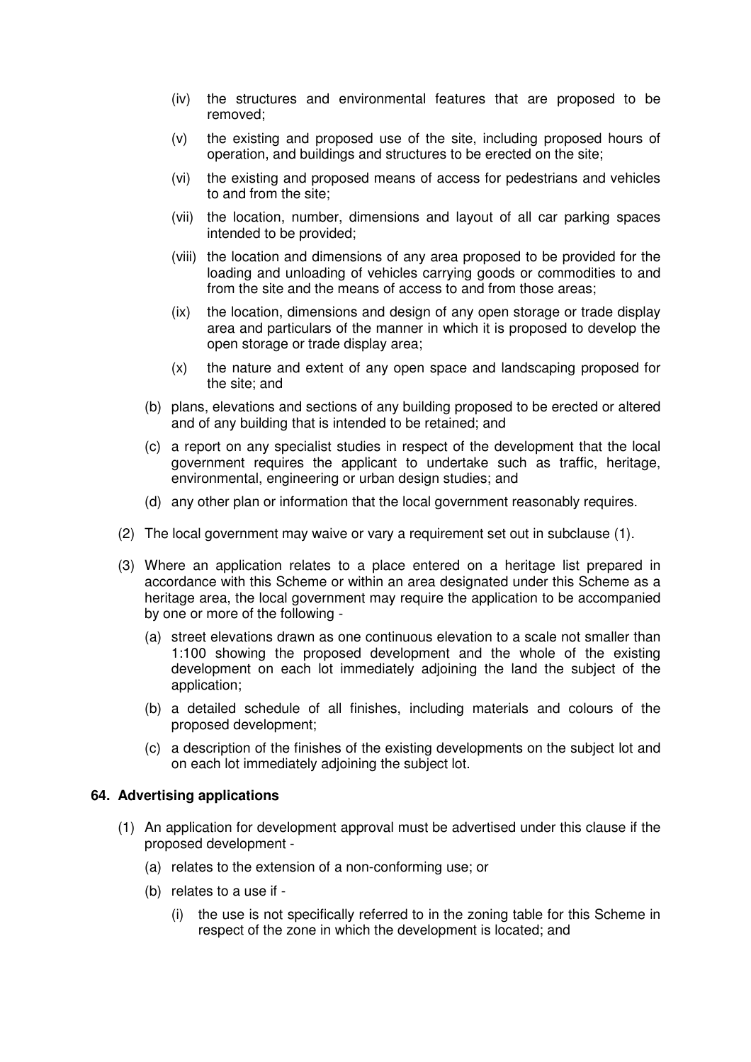- (iv) the structures and environmental features that are proposed to be removed;
- (v) the existing and proposed use of the site, including proposed hours of operation, and buildings and structures to be erected on the site;
- (vi) the existing and proposed means of access for pedestrians and vehicles to and from the site;
- (vii) the location, number, dimensions and layout of all car parking spaces intended to be provided;
- (viii) the location and dimensions of any area proposed to be provided for the loading and unloading of vehicles carrying goods or commodities to and from the site and the means of access to and from those areas;
- (ix) the location, dimensions and design of any open storage or trade display area and particulars of the manner in which it is proposed to develop the open storage or trade display area;
- (x) the nature and extent of any open space and landscaping proposed for the site; and

(b) plans, elevations and sections of any building proposed to be erected or altered and of any building that is intended to be retained; and

(c) a report on any specialist studies in respect of the development that the local government requires the applicant to undertake such as traffic, heritage, environmental, engineering or urban design studies; and

(d) any other plan or information that the local government reasonably requires.

(2) The local government may waive or vary a requirement set out in subclause (1).

(3) Where an application relates to a place entered on a heritage list prepared in accordance with this Scheme or within an area designated under this Scheme as a heritage area, the local government may require the application to be accompanied by one or more of the following -

(a) street elevations drawn as one continuous elevation to a scale not smaller than 1:100 showing the proposed development and the whole of the existing development on each lot immediately adjoining the land the subject of the application;

(b) a detailed schedule of all finishes, including materials and colours of the proposed development;

(c) a description of the finishes of the existing developments on the subject lot and on each lot immediately adjoining the subject lot.

### 64. Advertising applications

(1) An application for development approval must be advertised under this clause if the proposed development -

(a) relates to the extension of a non-conforming use; or

(b) relates to a use if -

- (i) the use is not specifically referred to in the zoning table for this Scheme in respect of the zone in which the development is located; and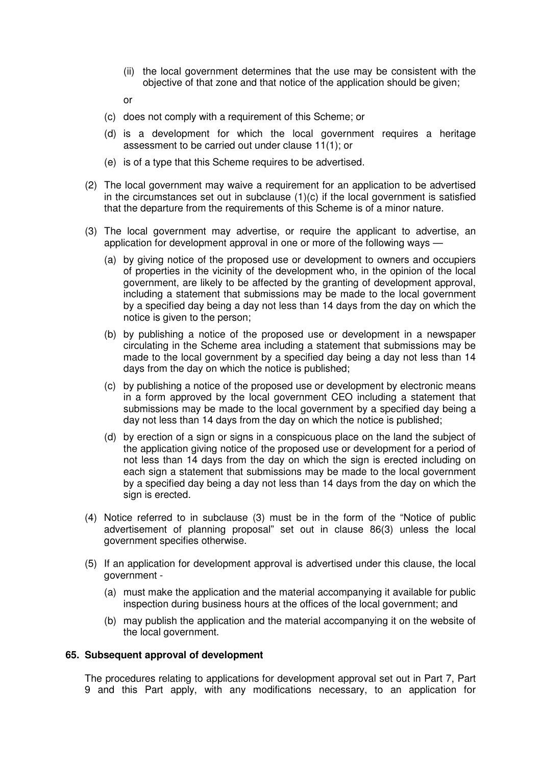(ii) the local government determines that the use may be consistent with the objective of that zone and that notice of the application should be given;

   or

(c) does not comply with a requirement of this Scheme; or

(d) is a development for which the local government requires a heritage assessment to be carried out under clause 11(1); or

(e) is of a type that this Scheme requires to be advertised.

(2) The local government may waive a requirement for an application to be advertised in the circumstances set out in subclause (1)(c) if the local government is satisfied that the departure from the requirements of this Scheme is of a minor nature.

(3) The local government may advertise, or require the applicant to advertise, an application for development approval in one or more of the following ways —

   (a) by giving notice of the proposed use or development to owners and occupiers of properties in the vicinity of the development who, in the opinion of the local government, are likely to be affected by the granting of development approval, including a statement that submissions may be made to the local government by a specified day being a day not less than 14 days from the day on which the notice is given to the person;

   (b) by publishing a notice of the proposed use or development in a newspaper circulating in the Scheme area including a statement that submissions may be made to the local government by a specified day being a day not less than 14 days from the day on which the notice is published;

   (c) by publishing a notice of the proposed use or development by electronic means in a form approved by the local government CEO including a statement that submissions may be made to the local government by a specified day being a day not less than 14 days from the day on which the notice is published;

   (d) by erection of a sign or signs in a conspicuous place on the land the subject of the application giving notice of the proposed use or development for a period of not less than 14 days from the day on which the sign is erected including on each sign a statement that submissions may be made to the local government by a specified day being a day not less than 14 days from the day on which the sign is erected.

(4) Notice referred to in subclause (3) must be in the form of the "Notice of public advertisement of planning proposal" set out in clause 86(3) unless the local government specifies otherwise.

(5) If an application for development approval is advertised under this clause, the local government -

   (a) must make the application and the material accompanying it available for public inspection during business hours at the offices of the local government; and

   (b) may publish the application and the material accompanying it on the website of the local government.

**65. Subsequent approval of development**

The procedures relating to applications for development approval set out in Part 7, Part 9 and this Part apply, with any modifications necessary, to an application for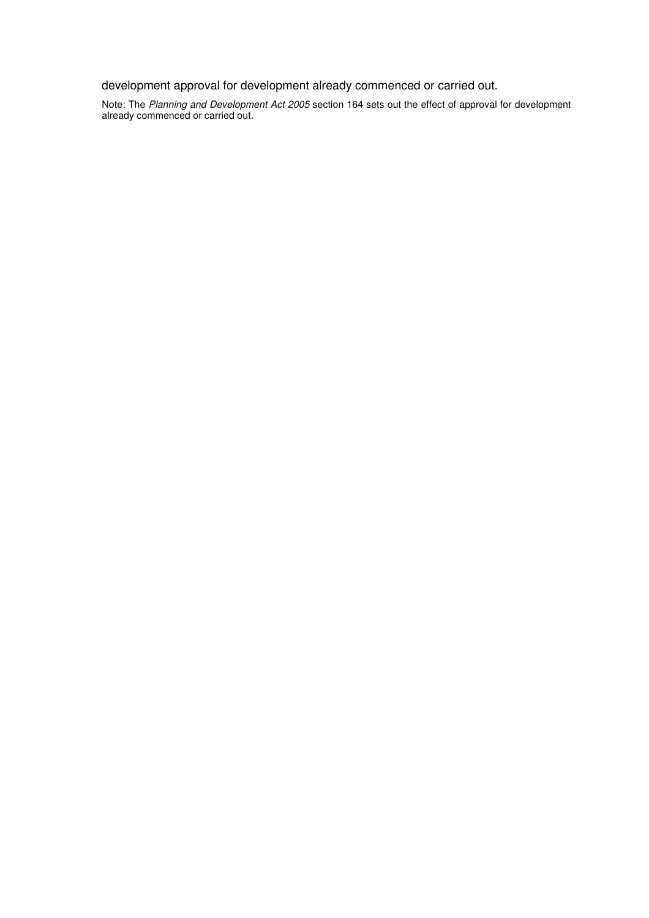development approval for development already commenced or carried out.

Note: The *Planning and Development Act 2005* section 164 sets out the effect of approval for development already commenced or carried out.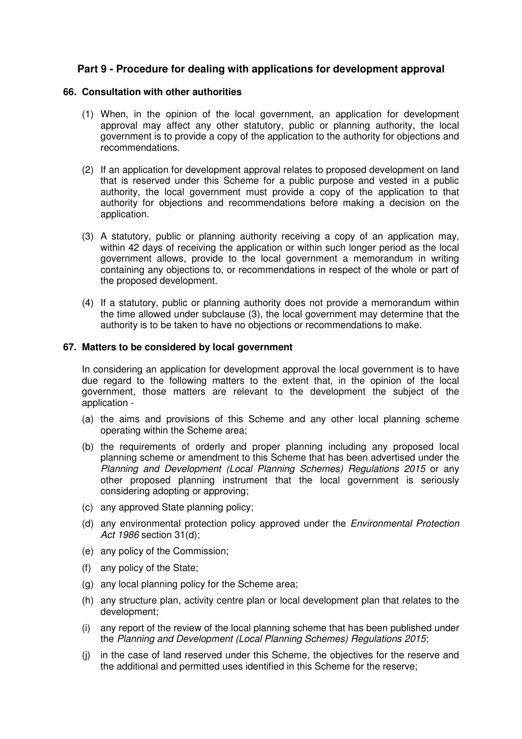## Part 9 - Procedure for dealing with applications for development approval

### 66. Consultation with other authorities

(1) When, in the opinion of the local government, an application for development approval may affect any other statutory, public or planning authority, the local government is to provide a copy of the application to the authority for objections and recommendations.

(2) If an application for development approval relates to proposed development on land that is reserved under this Scheme for a public purpose and vested in a public authority, the local government must provide a copy of the application to that authority for objections and recommendations before making a decision on the application.

(3) A statutory, public or planning authority receiving a copy of an application may, within 42 days of receiving the application or within such longer period as the local government allows, provide to the local government a memorandum in writing containing any objections to, or recommendations in respect of the whole or part of the proposed development.

(4) If a statutory, public or planning authority does not provide a memorandum within the time allowed under subclause (3), the local government may determine that the authority is to be taken to have no objections or recommendations to make.

### 67. Matters to be considered by local government

In considering an application for development approval the local government is to have due regard to the following matters to the extent that, in the opinion of the local government, those matters are relevant to the development the subject of the application -

(a) the aims and provisions of this Scheme and any other local planning scheme operating within the Scheme area;

(b) the requirements of orderly and proper planning including any proposed local planning scheme or amendment to this Scheme that has been advertised under the *Planning and Development (Local Planning Schemes) Regulations 2015* or any other proposed planning instrument that the local government is seriously considering adopting or approving;

(c) any approved State planning policy;

(d) any environmental protection policy approved under the *Environmental Protection Act 1986* section 31(d);

(e) any policy of the Commission;

(f) any policy of the State;

(g) any local planning policy for the Scheme area;

(h) any structure plan, activity centre plan or local development plan that relates to the development;

(i) any report of the review of the local planning scheme that has been published under the *Planning and Development (Local Planning Schemes) Regulations 2015*;

(j) in the case of land reserved under this Scheme, the objectives for the reserve and the additional and permitted uses identified in this Scheme for the reserve;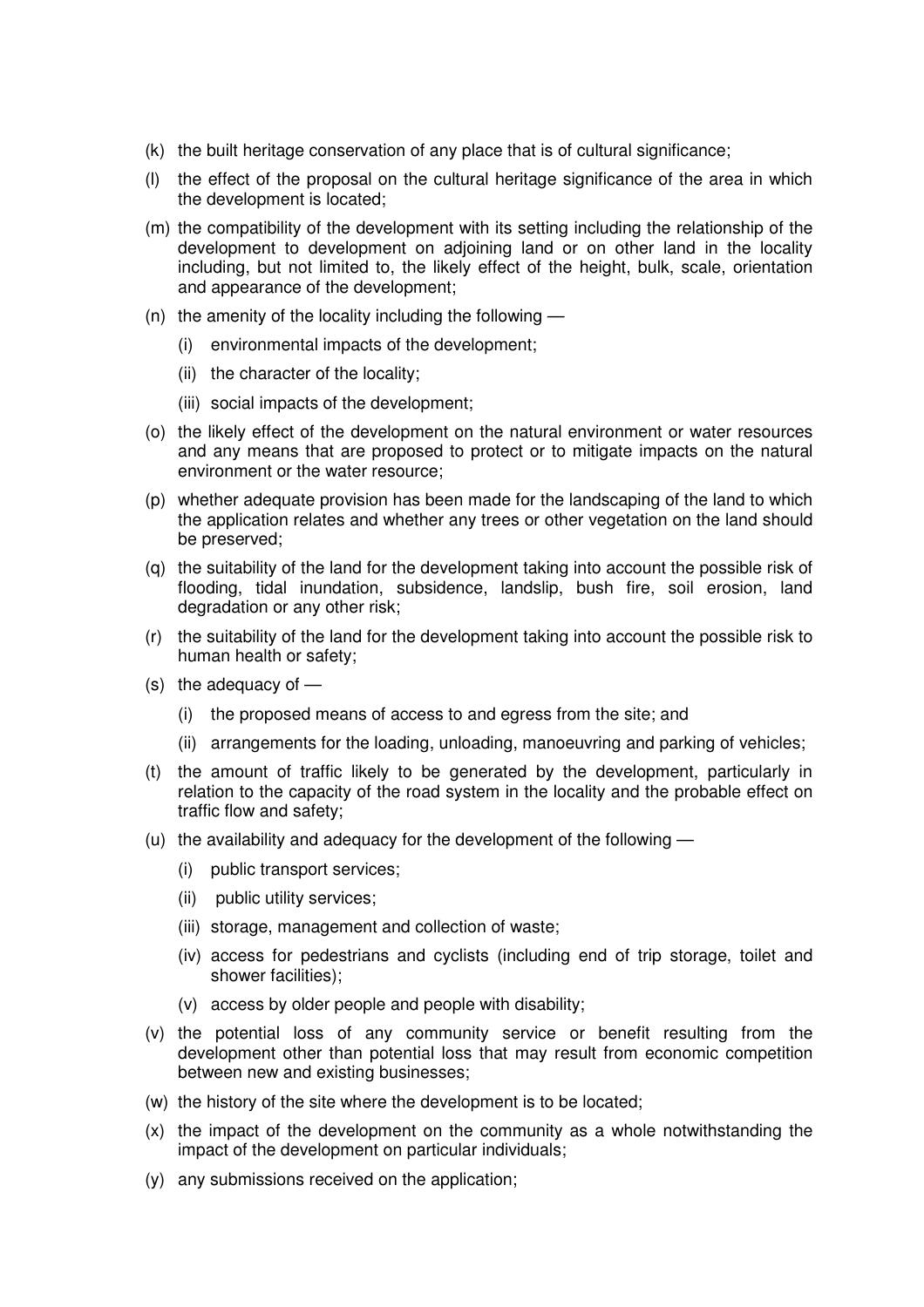(k) the built heritage conservation of any place that is of cultural significance;

(l) the effect of the proposal on the cultural heritage significance of the area in which the development is located;

(m) the compatibility of the development with its setting including the relationship of the development to development on adjoining land or on other land in the locality including, but not limited to, the likely effect of the height, bulk, scale, orientation and appearance of the development;

(n) the amenity of the locality including the following —

 (i) environmental impacts of the development;

 (ii) the character of the locality;

 (iii) social impacts of the development;

(o) the likely effect of the development on the natural environment or water resources and any means that are proposed to protect or to mitigate impacts on the natural environment or the water resource;

(p) whether adequate provision has been made for the landscaping of the land to which the application relates and whether any trees or other vegetation on the land should be preserved;

(q) the suitability of the land for the development taking into account the possible risk of flooding, tidal inundation, subsidence, landslip, bush fire, soil erosion, land degradation or any other risk;

(r) the suitability of the land for the development taking into account the possible risk to human health or safety;

(s) the adequacy of —

 (i) the proposed means of access to and egress from the site; and

 (ii) arrangements for the loading, unloading, manoeuvring and parking of vehicles;

(t) the amount of traffic likely to be generated by the development, particularly in relation to the capacity of the road system in the locality and the probable effect on traffic flow and safety;

(u) the availability and adequacy for the development of the following —

 (i) public transport services;

 (ii) public utility services;

 (iii) storage, management and collection of waste;

 (iv) access for pedestrians and cyclists (including end of trip storage, toilet and shower facilities);

 (v) access by older people and people with disability;

(v) the potential loss of any community service or benefit resulting from the development other than potential loss that may result from economic competition between new and existing businesses;

(w) the history of the site where the development is to be located;

(x) the impact of the development on the community as a whole notwithstanding the impact of the development on particular individuals;

(y) any submissions received on the application;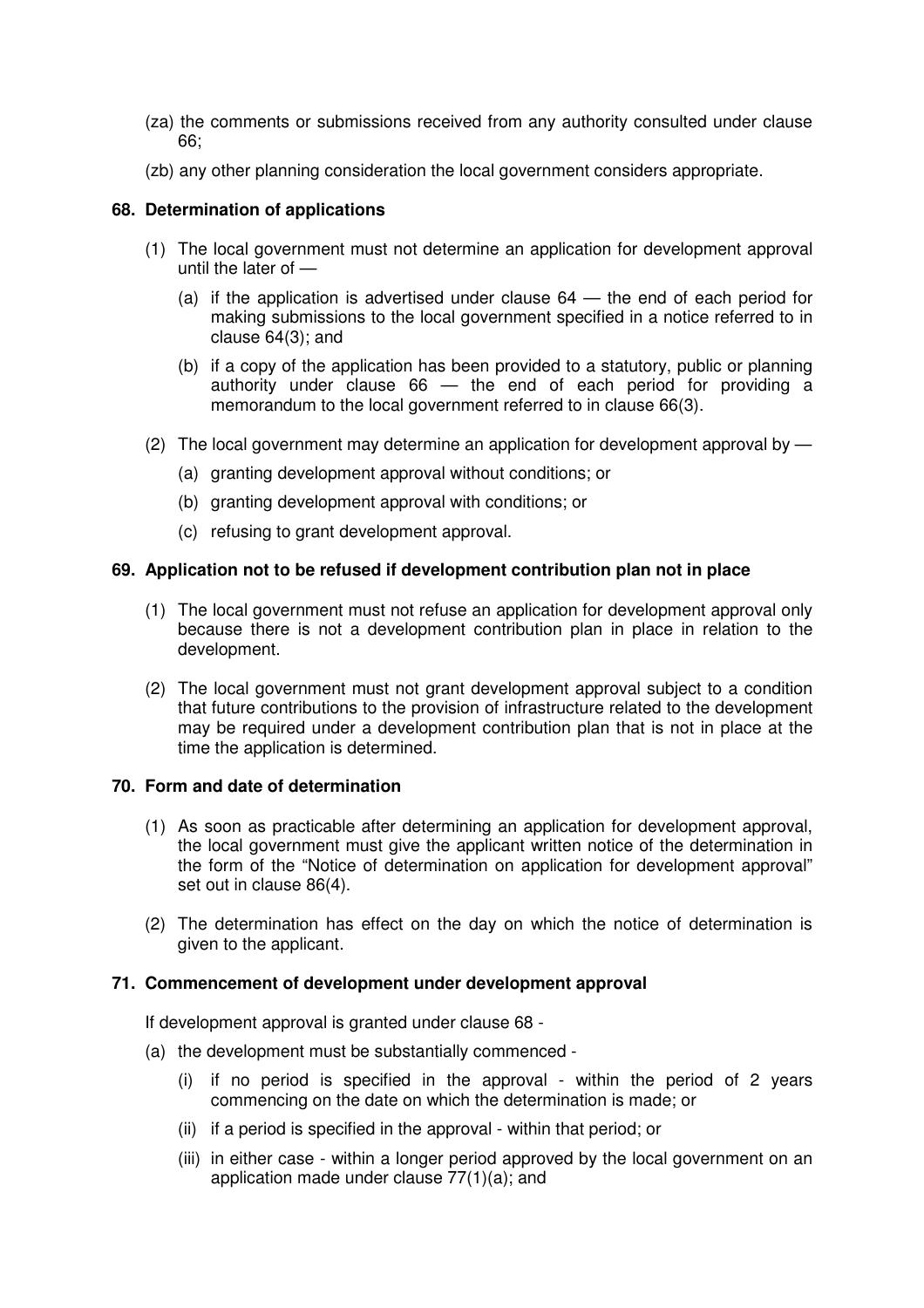(za) the comments or submissions received from any authority consulted under clause 66;

(zb) any other planning consideration the local government considers appropriate.

### 68. Determination of applications

(1) The local government must not determine an application for development approval until the later of —

(a) if the application is advertised under clause 64 — the end of each period for making submissions to the local government specified in a notice referred to in clause 64(3); and

(b) if a copy of the application has been provided to a statutory, public or planning authority under clause 66 — the end of each period for providing a memorandum to the local government referred to in clause 66(3).

(2) The local government may determine an application for development approval by —

(a) granting development approval without conditions; or

(b) granting development approval with conditions; or

(c) refusing to grant development approval.

### 69. Application not to be refused if development contribution plan not in place

(1) The local government must not refuse an application for development approval only because there is not a development contribution plan in place in relation to the development.

(2) The local government must not grant development approval subject to a condition that future contributions to the provision of infrastructure related to the development may be required under a development contribution plan that is not in place at the time the application is determined.

### 70. Form and date of determination

(1) As soon as practicable after determining an application for development approval, the local government must give the applicant written notice of the determination in the form of the "Notice of determination on application for development approval" set out in clause 86(4).

(2) The determination has effect on the day on which the notice of determination is given to the applicant.

### 71. Commencement of development under development approval

If development approval is granted under clause 68 -

(a) the development must be substantially commenced -

(i) if no period is specified in the approval - within the period of 2 years commencing on the date on which the determination is made; or

(ii) if a period is specified in the approval - within that period; or

(iii) in either case - within a longer period approved by the local government on an application made under clause 77(1)(a); and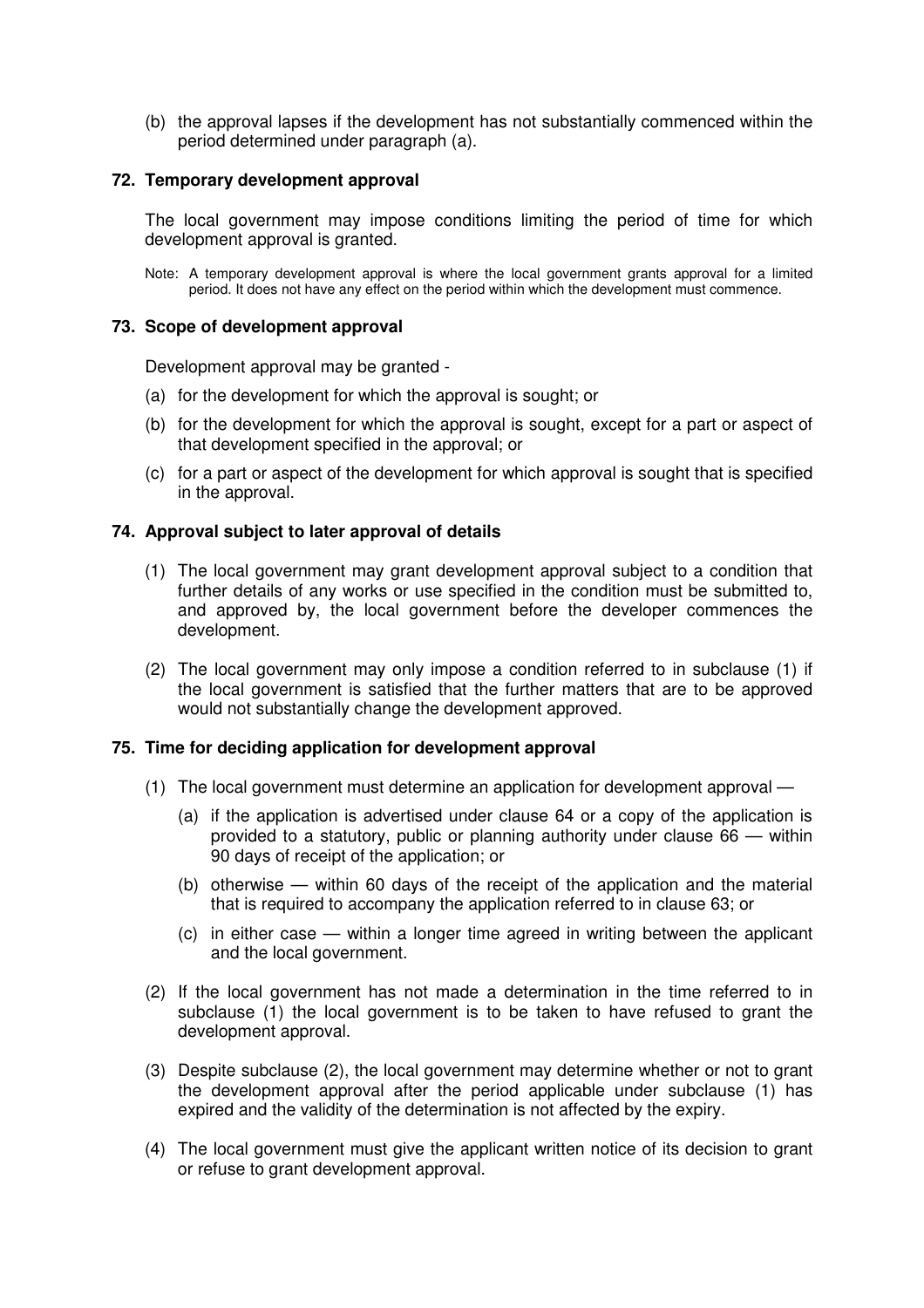(b) the approval lapses if the development has not substantially commenced within the period determined under paragraph (a).

### 72. Temporary development approval

The local government may impose conditions limiting the period of time for which development approval is granted.

Note: A temporary development approval is where the local government grants approval for a limited period. It does not have any effect on the period within which the development must commence.

### 73. Scope of development approval

Development approval may be granted -

(a) for the development for which the approval is sought; or

(b) for the development for which the approval is sought, except for a part or aspect of that development specified in the approval; or

(c) for a part or aspect of the development for which approval is sought that is specified in the approval.

### 74. Approval subject to later approval of details

(1) The local government may grant development approval subject to a condition that further details of any works or use specified in the condition must be submitted to, and approved by, the local government before the developer commences the development.

(2) The local government may only impose a condition referred to in subclause (1) if the local government is satisfied that the further matters that are to be approved would not substantially change the development approved.

### 75. Time for deciding application for development approval

(1) The local government must determine an application for development approval —

  (a) if the application is advertised under clause 64 or a copy of the application is provided to a statutory, public or planning authority under clause 66 — within 90 days of receipt of the application; or

  (b) otherwise — within 60 days of the receipt of the application and the material that is required to accompany the application referred to in clause 63; or

  (c) in either case — within a longer time agreed in writing between the applicant and the local government.

(2) If the local government has not made a determination in the time referred to in subclause (1) the local government is to be taken to have refused to grant the development approval.

(3) Despite subclause (2), the local government may determine whether or not to grant the development approval after the period applicable under subclause (1) has expired and the validity of the determination is not affected by the expiry.

(4) The local government must give the applicant written notice of its decision to grant or refuse to grant development approval.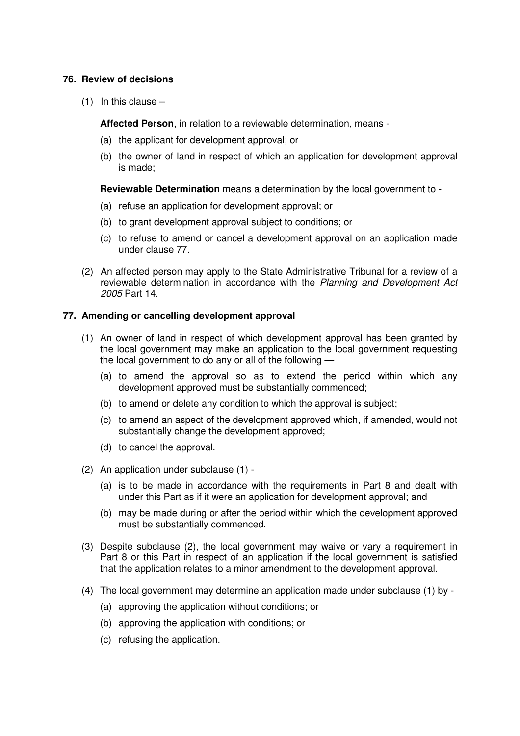### 76. Review of decisions

(1) In this clause –

**Affected Person**, in relation to a reviewable determination, means -

(a) the applicant for development approval; or

(b) the owner of land in respect of which an application for development approval is made;

**Reviewable Determination** means a determination by the local government to -

(a) refuse an application for development approval; or

(b) to grant development approval subject to conditions; or

(c) to refuse to amend or cancel a development approval on an application made under clause 77.

(2) An affected person may apply to the State Administrative Tribunal for a review of a reviewable determination in accordance with the *Planning and Development Act 2005* Part 14.

### 77. Amending or cancelling development approval

(1) An owner of land in respect of which development approval has been granted by the local government may make an application to the local government requesting the local government to do any or all of the following —

(a) to amend the approval so as to extend the period within which any development approved must be substantially commenced;

(b) to amend or delete any condition to which the approval is subject;

(c) to amend an aspect of the development approved which, if amended, would not substantially change the development approved;

(d) to cancel the approval.

(2) An application under subclause (1) -

(a) is to be made in accordance with the requirements in Part 8 and dealt with under this Part as if it were an application for development approval; and

(b) may be made during or after the period within which the development approved must be substantially commenced.

(3) Despite subclause (2), the local government may waive or vary a requirement in Part 8 or this Part in respect of an application if the local government is satisfied that the application relates to a minor amendment to the development approval.

(4) The local government may determine an application made under subclause (1) by -

(a) approving the application without conditions; or

(b) approving the application with conditions; or

(c) refusing the application.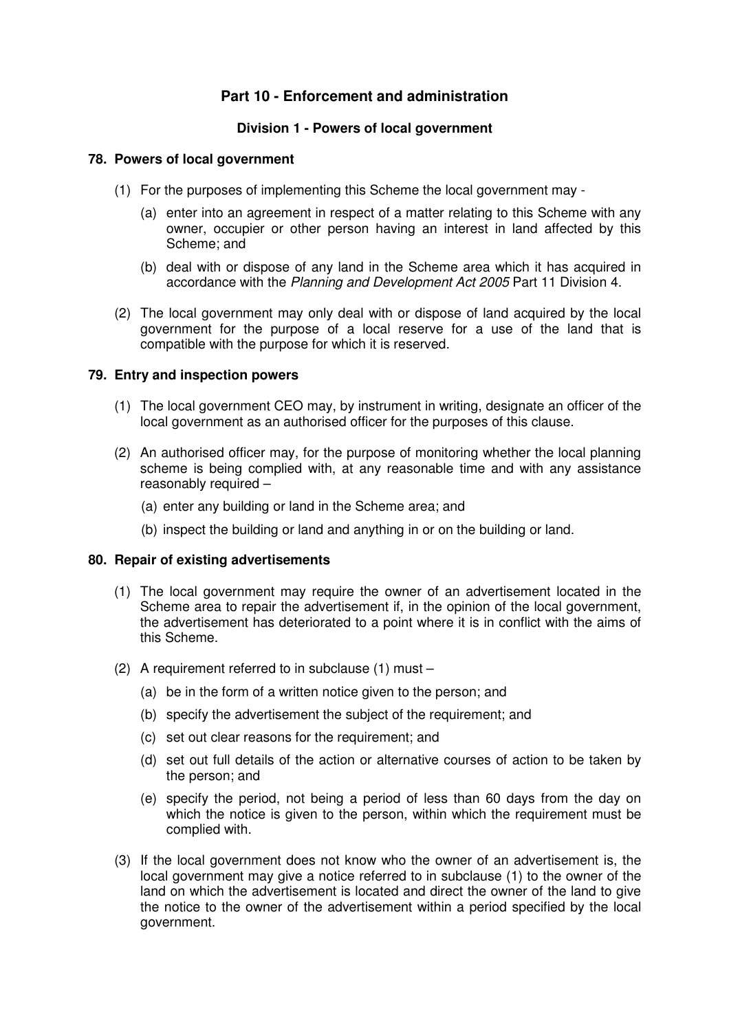# Part 10 - Enforcement and administration

## Division 1 - Powers of local government

### 78. Powers of local government

(1) For the purposes of implementing this Scheme the local government may -

(a) enter into an agreement in respect of a matter relating to this Scheme with any owner, occupier or other person having an interest in land affected by this Scheme; and

(b) deal with or dispose of any land in the Scheme area which it has acquired in accordance with the *Planning and Development Act 2005* Part 11 Division 4.

(2) The local government may only deal with or dispose of land acquired by the local government for the purpose of a local reserve for a use of the land that is compatible with the purpose for which it is reserved.

### 79. Entry and inspection powers

(1) The local government CEO may, by instrument in writing, designate an officer of the local government as an authorised officer for the purposes of this clause.

(2) An authorised officer may, for the purpose of monitoring whether the local planning scheme is being complied with, at any reasonable time and with any assistance reasonably required –

(a) enter any building or land in the Scheme area; and

(b) inspect the building or land and anything in or on the building or land.

### 80. Repair of existing advertisements

(1) The local government may require the owner of an advertisement located in the Scheme area to repair the advertisement if, in the opinion of the local government, the advertisement has deteriorated to a point where it is in conflict with the aims of this Scheme.

(2) A requirement referred to in subclause (1) must –

(a) be in the form of a written notice given to the person; and

(b) specify the advertisement the subject of the requirement; and

(c) set out clear reasons for the requirement; and

(d) set out full details of the action or alternative courses of action to be taken by the person; and

(e) specify the period, not being a period of less than 60 days from the day on which the notice is given to the person, within which the requirement must be complied with.

(3) If the local government does not know who the owner of an advertisement is, the local government may give a notice referred to in subclause (1) to the owner of the land on which the advertisement is located and direct the owner of the land to give the notice to the owner of the advertisement within a period specified by the local government.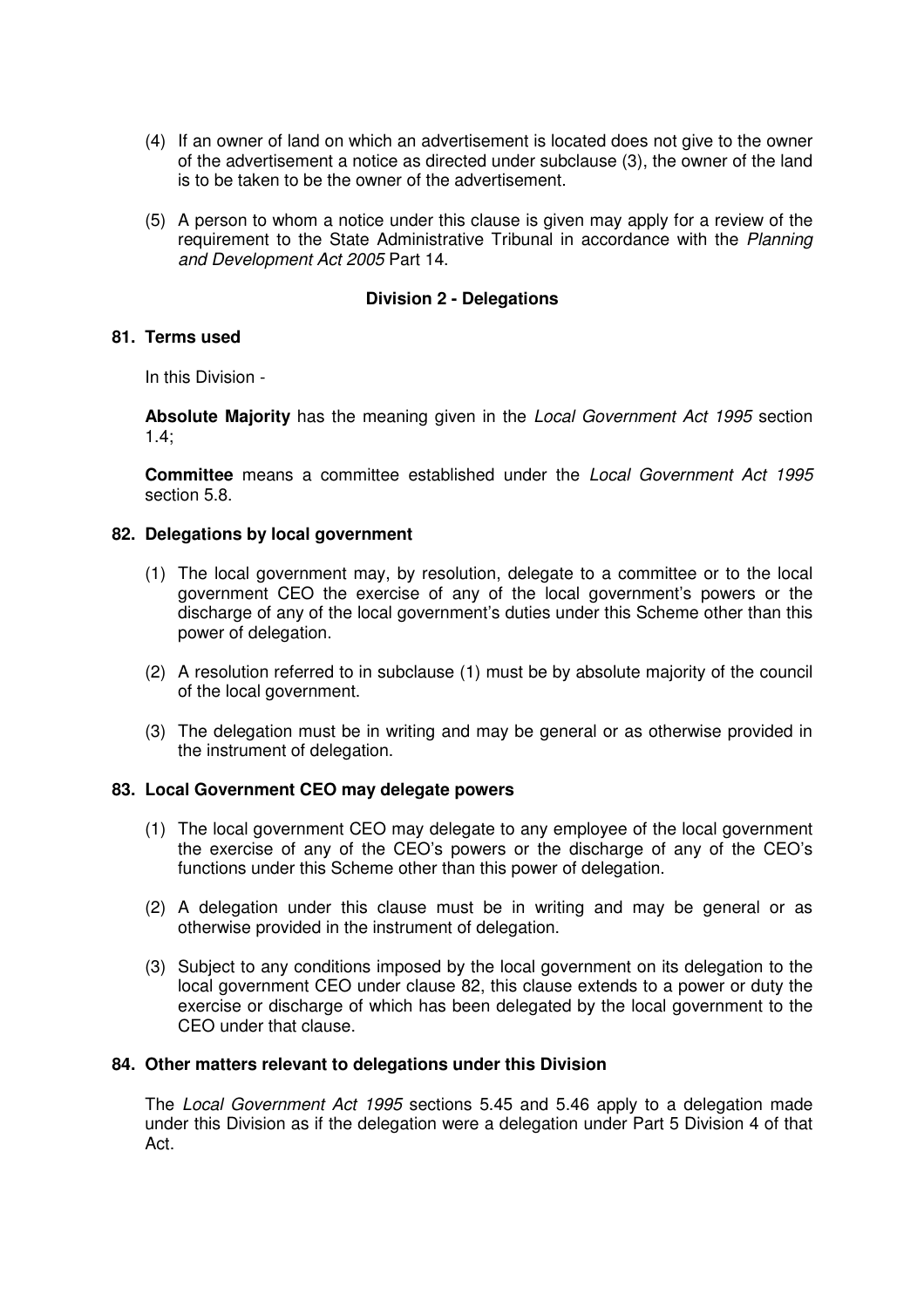(4) If an owner of land on which an advertisement is located does not give to the owner of the advertisement a notice as directed under subclause (3), the owner of the land is to be taken to be the owner of the advertisement.

(5) A person to whom a notice under this clause is given may apply for a review of the requirement to the State Administrative Tribunal in accordance with the *Planning and Development Act 2005* Part 14.

## Division 2 - Delegations

### 81. Terms used

In this Division -

**Absolute Majority** has the meaning given in the *Local Government Act 1995* section 1.4;

**Committee** means a committee established under the *Local Government Act 1995* section 5.8.

### 82. Delegations by local government

(1) The local government may, by resolution, delegate to a committee or to the local government CEO the exercise of any of the local government's powers or the discharge of any of the local government's duties under this Scheme other than this power of delegation.

(2) A resolution referred to in subclause (1) must be by absolute majority of the council of the local government.

(3) The delegation must be in writing and may be general or as otherwise provided in the instrument of delegation.

### 83. Local Government CEO may delegate powers

(1) The local government CEO may delegate to any employee of the local government the exercise of any of the CEO's powers or the discharge of any of the CEO's functions under this Scheme other than this power of delegation.

(2) A delegation under this clause must be in writing and may be general or as otherwise provided in the instrument of delegation.

(3) Subject to any conditions imposed by the local government on its delegation to the local government CEO under clause 82, this clause extends to a power or duty the exercise or discharge of which has been delegated by the local government to the CEO under that clause.

### 84. Other matters relevant to delegations under this Division

The *Local Government Act 1995* sections 5.45 and 5.46 apply to a delegation made under this Division as if the delegation were a delegation under Part 5 Division 4 of that Act.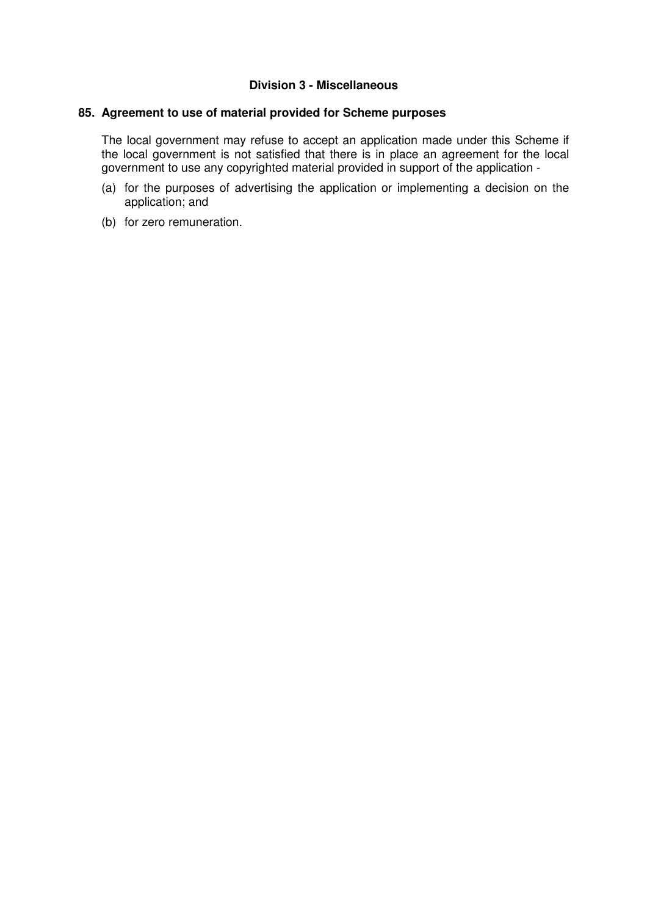### Division 3 - Miscellaneous

**85. Agreement to use of material provided for Scheme purposes**

The local government may refuse to accept an application made under this Scheme if the local government is not satisfied that there is in place an agreement for the local government to use any copyrighted material provided in support of the application -

(a) for the purposes of advertising the application or implementing a decision on the application; and

(b) for zero remuneration.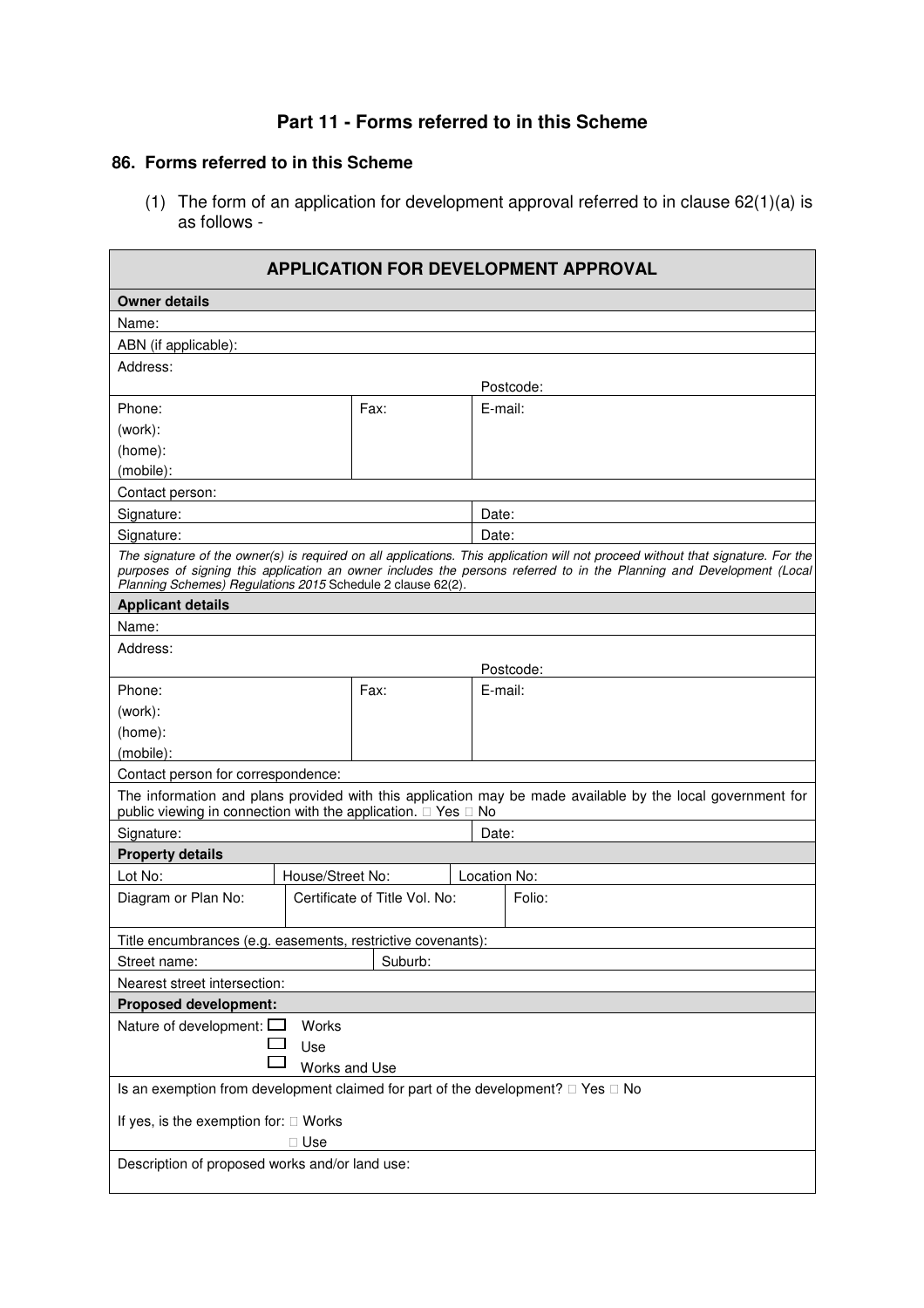## Part 11 - Forms referred to in this Scheme

### 86. Forms referred to in this Scheme

(1) The form of an application for development approval referred to in clause 62(1)(a) is as follows -

| **APPLICATION FOR DEVELOPMENT APPROVAL** | | | |
|---|---|---|---|
| **Owner details** | | | |
| Name: | | | |
| ABN (if applicable): | | | |
| Address: | | Postcode: | |
| Phone: (work): (home): (mobile): | Fax: | E-mail: | |
| Contact person: | | | |
| Signature: | | Date: | |
| Signature: | | Date: | |
| *The signature of the owner(s) is required on all applications. This application will not proceed without that signature. For the purposes of signing this application an owner includes the persons referred to in the Planning and Development (Local Planning Schemes) Regulations 2015* Schedule 2 clause 62(2). | | | |
| **Applicant details** | | | |
| Name: | | | |
| Address: | | Postcode: | |
| Phone: (work): (home): (mobile): | Fax: | E-mail: | |
| Contact person for correspondence: | | | |
| The information and plans provided with this application may be made available by the local government for public viewing in connection with the application. ☐ Yes ☐ No | | | |
| Signature: | | Date: | |
| **Property details** | | | |
| Lot No: | House/Street No: | Location No: | |
| Diagram or Plan No: | Certificate of Title Vol. No: | | Folio: |
| Title encumbrances (e.g. easements, restrictive covenants): | | | |
| Street name: | Suburb: | | |
| Nearest street intersection: | | | |
| **Proposed development:** | | | |
| Nature of development: ☐ Works ☐ Use ☐ Works and Use | | | |
| Is an exemption from development claimed for part of the development? ☐ Yes ☐ No<br><br>If yes, is the exemption for: ☐ Works ☐ Use | | | |
| Description of proposed works and/or land use: | | | |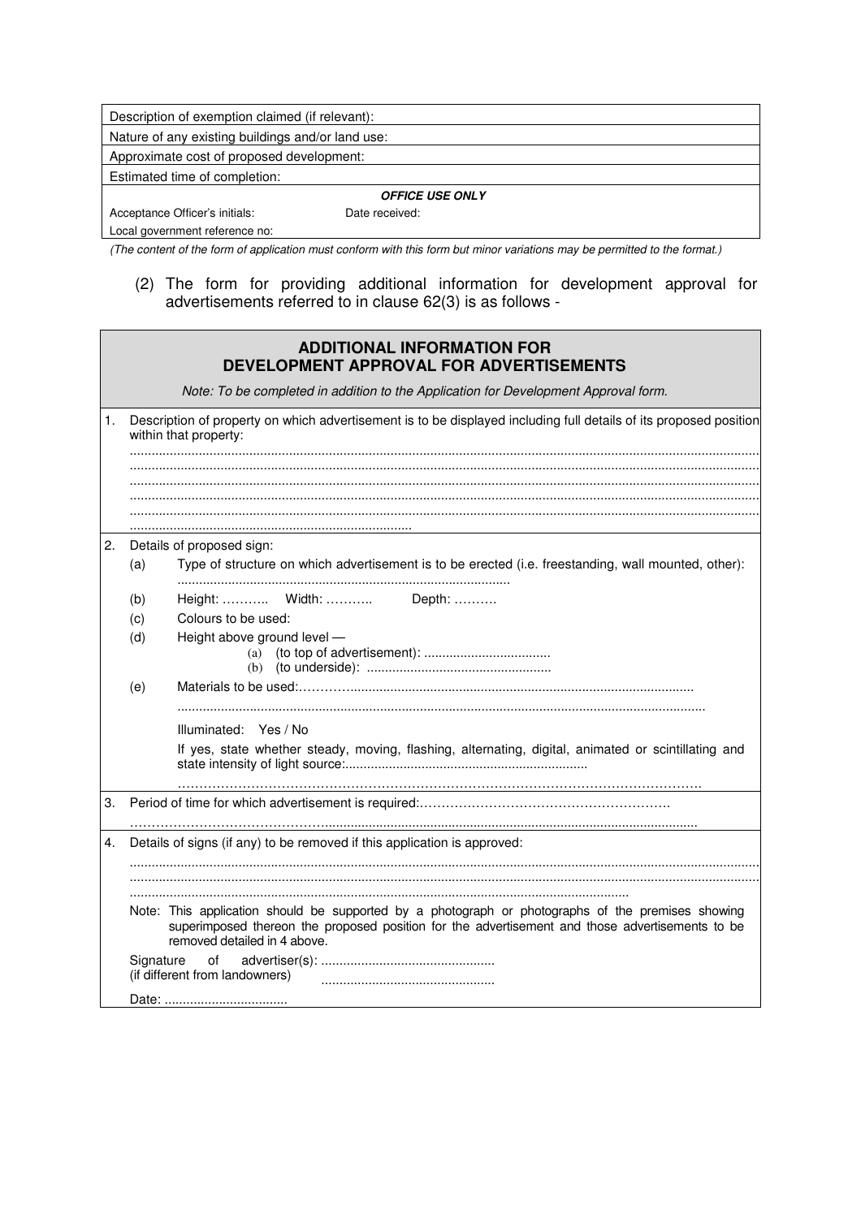| Description of exemption claimed (if relevant): | |
|---|---|
| Nature of any existing buildings and/or land use: | |
| Approximate cost of proposed development: | |
| Estimated time of completion: | |
| ***OFFICE USE ONLY*** | |
| Acceptance Officer's initials: | Date received: |
| Local government reference no: | |

*(The content of the form of application must conform with this form but minor variations may be permitted to the format.)*

(2) The form for providing additional information for development approval for advertisements referred to in clause 62(3) is as follows -

## ADDITIONAL INFORMATION FOR DEVELOPMENT APPROVAL FOR ADVERTISEMENTS

*Note: To be completed in addition to the Application for Development Approval form.*

1. Description of property on which advertisement is to be displayed including full details of its proposed position within that property:
...............................................................................................................................................................
...............................................................................................................................................................
...............................................................................................................................................................
...............................................................................................................................................................
...............................................................................................................................................................
..............................................................................

2. Details of proposed sign:
   - (a) Type of structure on which advertisement is to be erected (i.e. freestanding, wall mounted, other):
     ..........................................................................................
   - (b) Height: ……….. Width: ……….. Depth: ……….
   - (c) Colours to be used:
   - (d) Height above ground level —
     - (a) (to top of advertisement): ...................................
     - (b) (to underside): ...................................................
   - (e) Materials to be used:………..............................................................................................
     ................................................................................................................................................

     Illuminated: Yes / No

     If yes, state whether steady, moving, flashing, alternating, digital, animated or scintillating and state intensity of light source:..................................................................
     ……………………………………………………………………………………………………….

3. Period of time for which advertisement is required:……………………………………………….
   ………………………………….......................................................................................................

4. Details of signs (if any) to be removed if this application is approved:
...............................................................................................................................................................
...............................................................................................................................................................
.........................................................................................................................................

Note: This application should be supported by a photograph or photographs of the premises showing superimposed thereon the proposed position for the advertisement and those advertisements to be removed detailed in 4 above.

Signature of advertiser(s): ................................................
(if different from landowners) ................................................

Date: ..................................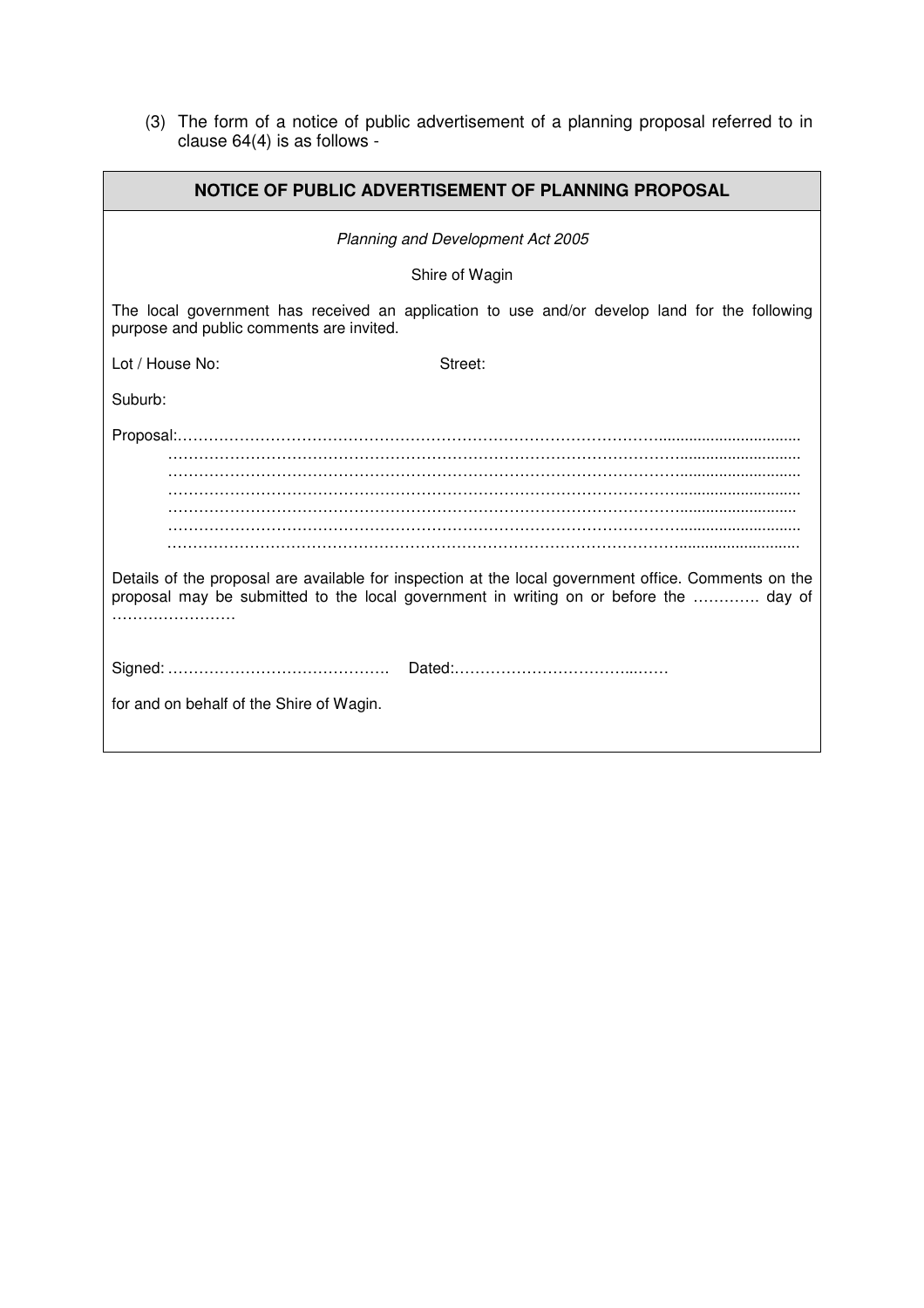(3) The form of a notice of public advertisement of a planning proposal referred to in clause 64(4) is as follows -

**NOTICE OF PUBLIC ADVERTISEMENT OF PLANNING PROPOSAL**

*Planning and Development Act 2005*

Shire of Wagin

The local government has received an application to use and/or develop land for the following purpose and public comments are invited.

Lot / House No: Street:

Suburb:

Proposal:……………………………………………………………………………………………..................................
……………………………………………………………………………………………..........................
……………………………………………………………………………………………..........................
……………………………………………………………………………………………..........................
……………………………………………………………………………………………..........................
……………………………………………………………………………………………..........................
……………………………………………………………………………………………..........................

Details of the proposal are available for inspection at the local government office. Comments on the proposal may be submitted to the local government in writing on or before the …………. day of ……………………

Signed: ……………………………………. Dated:…………………………………..……

for and on behalf of the Shire of Wagin.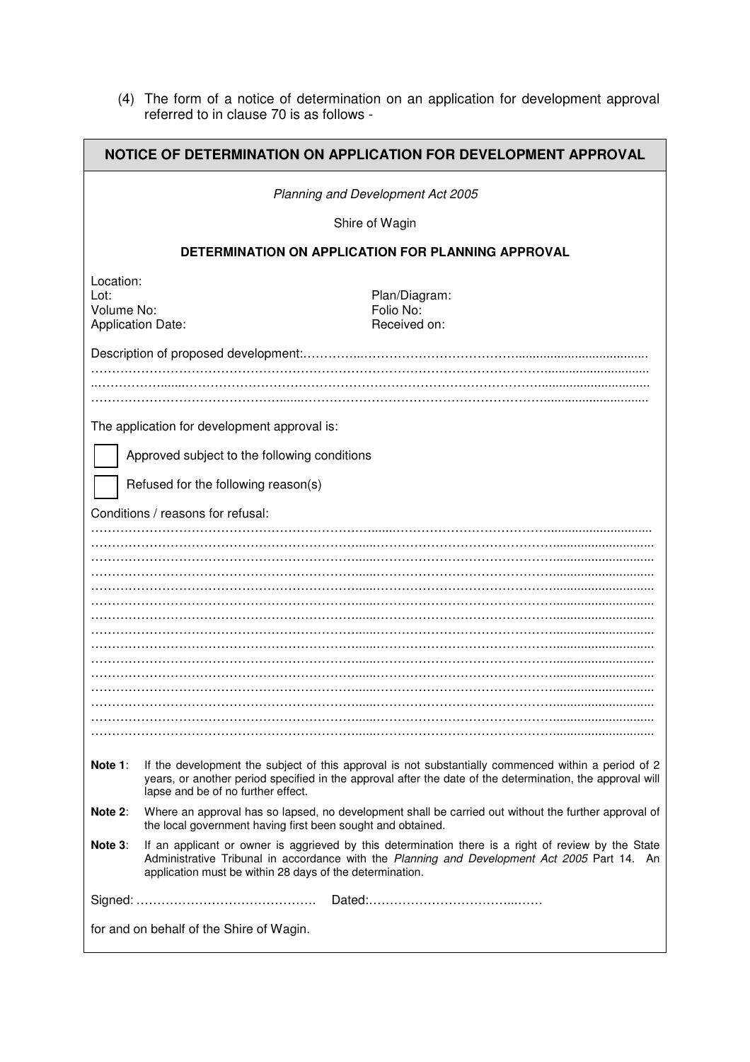(4) The form of a notice of determination on an application for development approval referred to in clause 70 is as follows -

## NOTICE OF DETERMINATION ON APPLICATION FOR DEVELOPMENT APPROVAL

*Planning and Development Act 2005*

Shire of Wagin

**DETERMINATION ON APPLICATION FOR PLANNING APPROVAL**

Location:

Lot: Plan/Diagram:

Volume No: Folio No:

Application Date: Received on:

Description of proposed development:……………………………………………………………………………

……………………………………………………………………………………………………………………………

……………………………………………………………………………………………………………………………

……………………………………………………………………………………………………………………………

The application for development approval is:

☐ Approved subject to the following conditions

☐ Refused for the following reason(s)

Conditions / reasons for refusal:

……………………………………………………………………………………………………………………………

……………………………………………………………………………………………………………………………

……………………………………………………………………………………………………………………………

……………………………………………………………………………………………………………………………

……………………………………………………………………………………………………………………………

……………………………………………………………………………………………………………………………

……………………………………………………………………………………………………………………………

……………………………………………………………………………………………………………………………

……………………………………………………………………………………………………………………………

……………………………………………………………………………………………………………………………

……………………………………………………………………………………………………………………………

……………………………………………………………………………………………………………………………

……………………………………………………………………………………………………………………………

……………………………………………………………………………………………………………………………

……………………………………………………………………………………………………………………………

**Note 1**: If the development the subject of this approval is not substantially commenced within a period of 2 years, or another period specified in the approval after the date of the determination, the approval will lapse and be of no further effect.

**Note 2**: Where an approval has so lapsed, no development shall be carried out without the further approval of the local government having first been sought and obtained.

**Note 3**: If an applicant or owner is aggrieved by this determination there is a right of review by the State Administrative Tribunal in accordance with the *Planning and Development Act 2005* Part 14. An application must be within 28 days of the determination.

Signed: ……………………………………. Dated:…………………………………

for and on behalf of the Shire of Wagin.